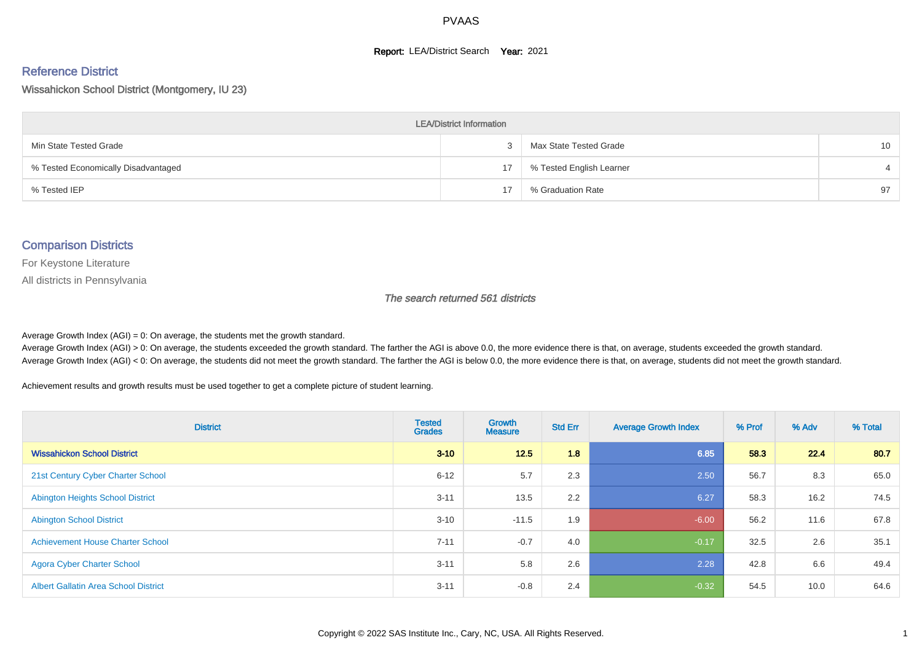# PVAAS

**Report:** LEA/District Search **Year:** 2021

## Reference District

Wissahickon School District (Montgomery, IU 23)

| LEA/District Information | | | |
|---|---|---|---|
| Min State Tested Grade | 3 | Max State Tested Grade | 10 |
| % Tested Economically Disadvantaged | 17 | % Tested English Learner | 4 |
| % Tested IEP | 17 | % Graduation Rate | 97 |

## Comparison Districts

For Keystone Literature

All districts in Pennsylvania

*The search returned 561 districts*

Average Growth Index (AGI) = 0: On average, the students met the growth standard.
Average Growth Index (AGI) > 0: On average, the students exceeded the growth standard. The farther the AGI is above 0.0, the more evidence there is that, on average, students exceeded the growth standard.
Average Growth Index (AGI) < 0: On average, the students did not meet the growth standard. The farther the AGI is below 0.0, the more evidence there is that, on average, students did not meet the growth standard.

Achievement results and growth results must be used together to get a complete picture of student learning.

| District | Tested Grades | Growth Measure | Std Err | Average Growth Index | % Prof | % Adv | % Total |
|---|---|---|---|---|---|---|---|
| **Wissahickon School District** | **3-10** | **12.5** | **1.8** | **6.85** | **58.3** | **22.4** | **80.7** |
| 21st Century Cyber Charter School | 6-12 | 5.7 | 2.3 | 2.50 | 56.7 | 8.3 | 65.0 |
| Abington Heights School District | 3-11 | 13.5 | 2.2 | 6.27 | 58.3 | 16.2 | 74.5 |
| Abington School District | 3-10 | -11.5 | 1.9 | -6.00 | 56.2 | 11.6 | 67.8 |
| Achievement House Charter School | 7-11 | -0.7 | 4.0 | -0.17 | 32.5 | 2.6 | 35.1 |
| Agora Cyber Charter School | 3-11 | 5.8 | 2.6 | 2.28 | 42.8 | 6.6 | 49.4 |
| Albert Gallatin Area School District | 3-11 | -0.8 | 2.4 | -0.32 | 54.5 | 10.0 | 64.6 |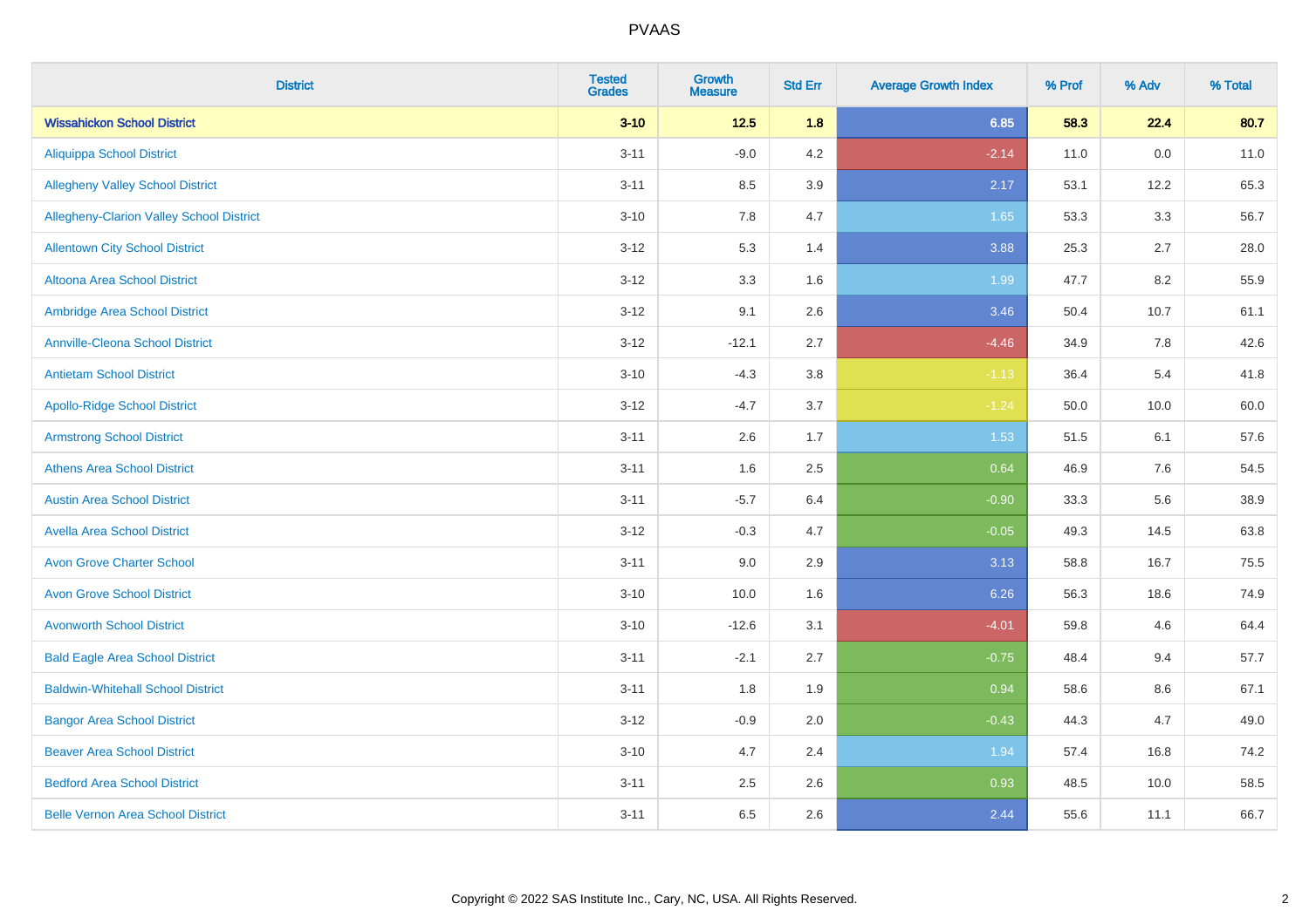# PVAAS

| District | Tested Grades | Growth Measure | Std Err | Average Growth Index | % Prof | % Adv | % Total |
|---|---|---|---|---|---|---|---|
| **Wissahickon School District** | **3-10** | **12.5** | **1.8** | **6.85** | **58.3** | **22.4** | **80.7** |
| Aliquippa School District | 3-11 | -9.0 | 4.2 | -2.14 | 11.0 | 0.0 | 11.0 |
| Allegheny Valley School District | 3-11 | 8.5 | 3.9 | 2.17 | 53.1 | 12.2 | 65.3 |
| Allegheny-Clarion Valley School District | 3-10 | 7.8 | 4.7 | 1.65 | 53.3 | 3.3 | 56.7 |
| Allentown City School District | 3-12 | 5.3 | 1.4 | 3.88 | 25.3 | 2.7 | 28.0 |
| Altoona Area School District | 3-12 | 3.3 | 1.6 | 1.99 | 47.7 | 8.2 | 55.9 |
| Ambridge Area School District | 3-12 | 9.1 | 2.6 | 3.46 | 50.4 | 10.7 | 61.1 |
| Annville-Cleona School District | 3-12 | -12.1 | 2.7 | -4.46 | 34.9 | 7.8 | 42.6 |
| Antietam School District | 3-10 | -4.3 | 3.8 | -1.13 | 36.4 | 5.4 | 41.8 |
| Apollo-Ridge School District | 3-12 | -4.7 | 3.7 | -1.24 | 50.0 | 10.0 | 60.0 |
| Armstrong School District | 3-11 | 2.6 | 1.7 | 1.53 | 51.5 | 6.1 | 57.6 |
| Athens Area School District | 3-11 | 1.6 | 2.5 | 0.64 | 46.9 | 7.6 | 54.5 |
| Austin Area School District | 3-11 | -5.7 | 6.4 | -0.90 | 33.3 | 5.6 | 38.9 |
| Avella Area School District | 3-12 | -0.3 | 4.7 | -0.05 | 49.3 | 14.5 | 63.8 |
| Avon Grove Charter School | 3-11 | 9.0 | 2.9 | 3.13 | 58.8 | 16.7 | 75.5 |
| Avon Grove School District | 3-10 | 10.0 | 1.6 | 6.26 | 56.3 | 18.6 | 74.9 |
| Avonworth School District | 3-10 | -12.6 | 3.1 | -4.01 | 59.8 | 4.6 | 64.4 |
| Bald Eagle Area School District | 3-11 | -2.1 | 2.7 | -0.75 | 48.4 | 9.4 | 57.7 |
| Baldwin-Whitehall School District | 3-11 | 1.8 | 1.9 | 0.94 | 58.6 | 8.6 | 67.1 |
| Bangor Area School District | 3-12 | -0.9 | 2.0 | -0.43 | 44.3 | 4.7 | 49.0 |
| Beaver Area School District | 3-10 | 4.7 | 2.4 | 1.94 | 57.4 | 16.8 | 74.2 |
| Bedford Area School District | 3-11 | 2.5 | 2.6 | 0.93 | 48.5 | 10.0 | 58.5 |
| Belle Vernon Area School District | 3-11 | 6.5 | 2.6 | 2.44 | 55.6 | 11.1 | 66.7 |

Copyright © 2022 SAS Institute Inc., Cary, NC, USA. All Rights Reserved.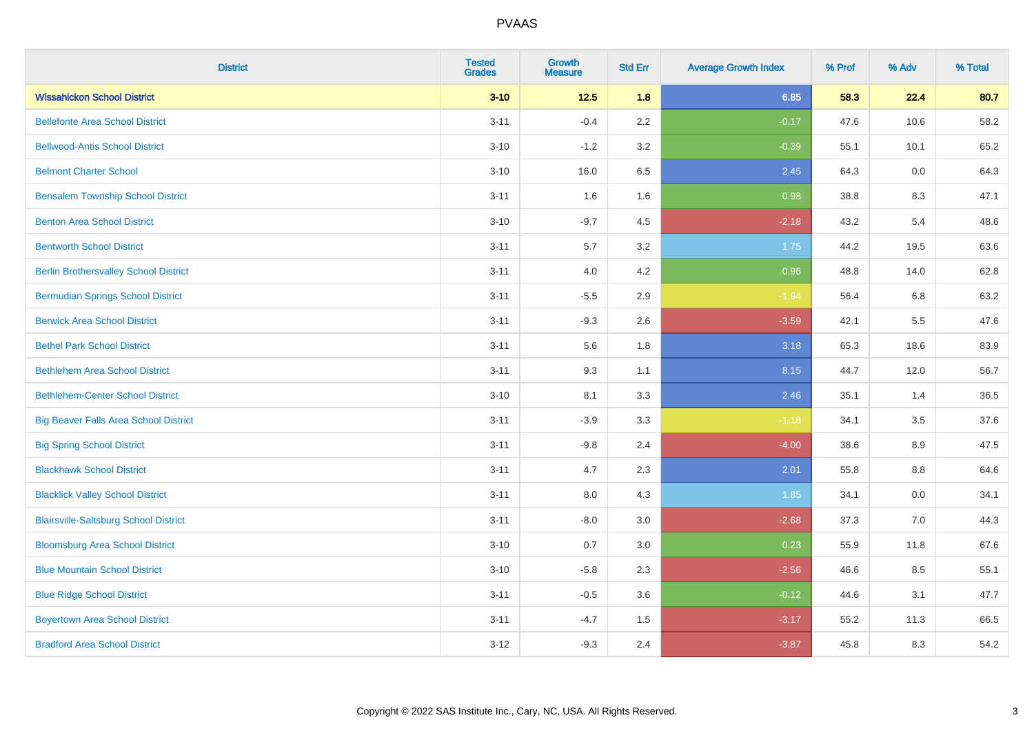| District | Tested Grades | Growth Measure | Std Err | Average Growth Index | % Prof | % Adv | % Total |
|---|---|---|---|---|---|---|---|
| **Wissahickon School District** | **3-10** | **12.5** | **1.8** | **6.85** | **58.3** | **22.4** | **80.7** |
| Bellefonte Area School District | 3-11 | -0.4 | 2.2 | -0.17 | 47.6 | 10.6 | 58.2 |
| Bellwood-Antis School District | 3-10 | -1.2 | 3.2 | -0.39 | 55.1 | 10.1 | 65.2 |
| Belmont Charter School | 3-10 | 16.0 | 6.5 | 2.45 | 64.3 | 0.0 | 64.3 |
| Bensalem Township School District | 3-11 | 1.6 | 1.6 | 0.98 | 38.8 | 8.3 | 47.1 |
| Benton Area School District | 3-10 | -9.7 | 4.5 | -2.18 | 43.2 | 5.4 | 48.6 |
| Bentworth School District | 3-11 | 5.7 | 3.2 | 1.75 | 44.2 | 19.5 | 63.6 |
| Berlin Brothersvalley School District | 3-11 | 4.0 | 4.2 | 0.96 | 48.8 | 14.0 | 62.8 |
| Bermudian Springs School District | 3-11 | -5.5 | 2.9 | -1.94 | 56.4 | 6.8 | 63.2 |
| Berwick Area School District | 3-11 | -9.3 | 2.6 | -3.59 | 42.1 | 5.5 | 47.6 |
| Bethel Park School District | 3-11 | 5.6 | 1.8 | 3.18 | 65.3 | 18.6 | 83.9 |
| Bethlehem Area School District | 3-11 | 9.3 | 1.1 | 8.15 | 44.7 | 12.0 | 56.7 |
| Bethlehem-Center School District | 3-10 | 8.1 | 3.3 | 2.46 | 35.1 | 1.4 | 36.5 |
| Big Beaver Falls Area School District | 3-11 | -3.9 | 3.3 | -1.18 | 34.1 | 3.5 | 37.6 |
| Big Spring School District | 3-11 | -9.8 | 2.4 | -4.00 | 38.6 | 8.9 | 47.5 |
| Blackhawk School District | 3-11 | 4.7 | 2.3 | 2.01 | 55.8 | 8.8 | 64.6 |
| Blacklick Valley School District | 3-11 | 8.0 | 4.3 | 1.85 | 34.1 | 0.0 | 34.1 |
| Blairsville-Saltsburg School District | 3-11 | -8.0 | 3.0 | -2.68 | 37.3 | 7.0 | 44.3 |
| Bloomsburg Area School District | 3-10 | 0.7 | 3.0 | 0.23 | 55.9 | 11.8 | 67.6 |
| Blue Mountain School District | 3-10 | -5.8 | 2.3 | -2.56 | 46.6 | 8.5 | 55.1 |
| Blue Ridge School District | 3-11 | -0.5 | 3.6 | -0.12 | 44.6 | 3.1 | 47.7 |
| Boyertown Area School District | 3-11 | -4.7 | 1.5 | -3.17 | 55.2 | 11.3 | 66.5 |
| Bradford Area School District | 3-12 | -9.3 | 2.4 | -3.87 | 45.8 | 8.3 | 54.2 |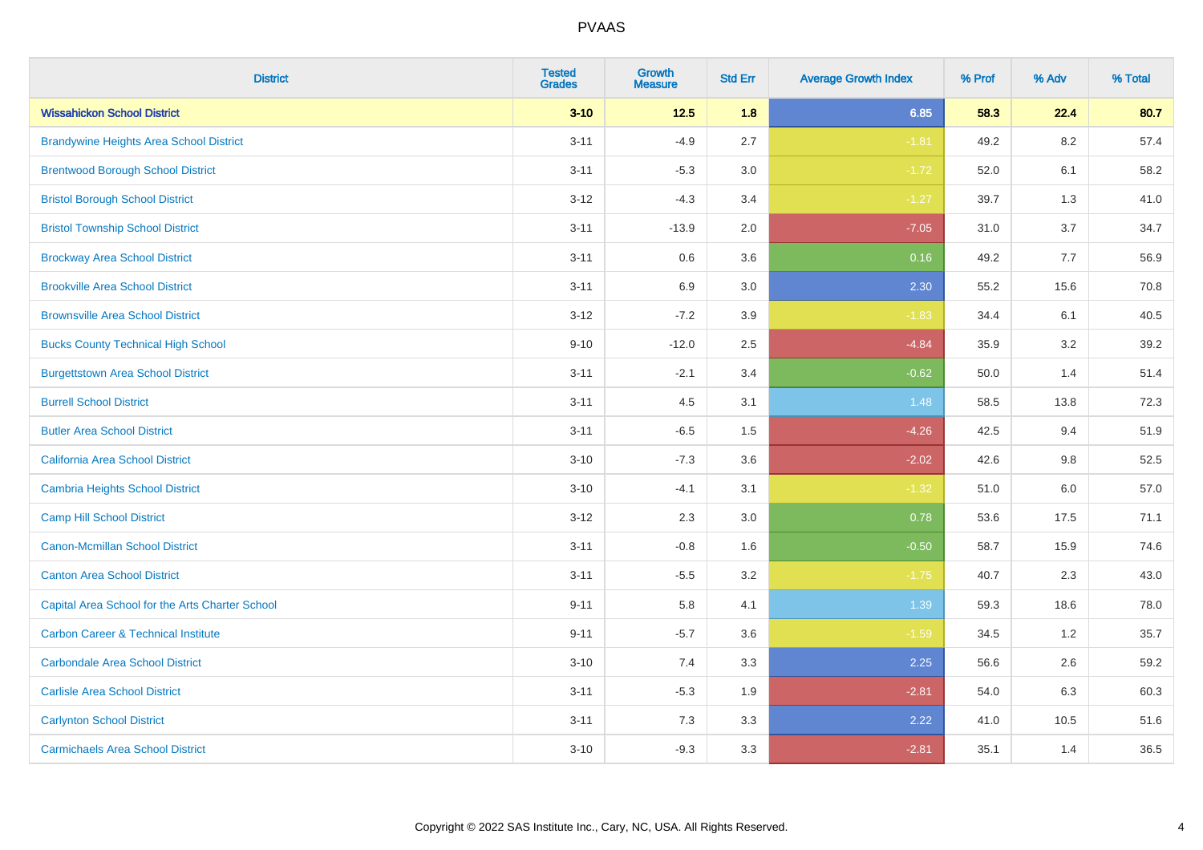# PVAAS

| District | Tested Grades | Growth Measure | Std Err | Average Growth Index | % Prof | % Adv | % Total |
|---|---|---|---|---|---|---|---|
| **Wissahickon School District** | **3-10** | **12.5** | **1.8** | **6.85** | **58.3** | **22.4** | **80.7** |
| Brandywine Heights Area School District | 3-11 | -4.9 | 2.7 | -1.81 | 49.2 | 8.2 | 57.4 |
| Brentwood Borough School District | 3-11 | -5.3 | 3.0 | -1.72 | 52.0 | 6.1 | 58.2 |
| Bristol Borough School District | 3-12 | -4.3 | 3.4 | -1.27 | 39.7 | 1.3 | 41.0 |
| Bristol Township School District | 3-11 | -13.9 | 2.0 | -7.05 | 31.0 | 3.7 | 34.7 |
| Brockway Area School District | 3-11 | 0.6 | 3.6 | 0.16 | 49.2 | 7.7 | 56.9 |
| Brookville Area School District | 3-11 | 6.9 | 3.0 | 2.30 | 55.2 | 15.6 | 70.8 |
| Brownsville Area School District | 3-12 | -7.2 | 3.9 | -1.83 | 34.4 | 6.1 | 40.5 |
| Bucks County Technical High School | 9-10 | -12.0 | 2.5 | -4.84 | 35.9 | 3.2 | 39.2 |
| Burgettstown Area School District | 3-11 | -2.1 | 3.4 | -0.62 | 50.0 | 1.4 | 51.4 |
| Burrell School District | 3-11 | 4.5 | 3.1 | 1.48 | 58.5 | 13.8 | 72.3 |
| Butler Area School District | 3-11 | -6.5 | 1.5 | -4.26 | 42.5 | 9.4 | 51.9 |
| California Area School District | 3-10 | -7.3 | 3.6 | -2.02 | 42.6 | 9.8 | 52.5 |
| Cambria Heights School District | 3-10 | -4.1 | 3.1 | -1.32 | 51.0 | 6.0 | 57.0 |
| Camp Hill School District | 3-12 | 2.3 | 3.0 | 0.78 | 53.6 | 17.5 | 71.1 |
| Canon-Mcmillan School District | 3-11 | -0.8 | 1.6 | -0.50 | 58.7 | 15.9 | 74.6 |
| Canton Area School District | 3-11 | -5.5 | 3.2 | -1.75 | 40.7 | 2.3 | 43.0 |
| Capital Area School for the Arts Charter School | 9-11 | 5.8 | 4.1 | 1.39 | 59.3 | 18.6 | 78.0 |
| Carbon Career & Technical Institute | 9-11 | -5.7 | 3.6 | -1.59 | 34.5 | 1.2 | 35.7 |
| Carbondale Area School District | 3-10 | 7.4 | 3.3 | 2.25 | 56.6 | 2.6 | 59.2 |
| Carlisle Area School District | 3-11 | -5.3 | 1.9 | -2.81 | 54.0 | 6.3 | 60.3 |
| Carlynton School District | 3-11 | 7.3 | 3.3 | 2.22 | 41.0 | 10.5 | 51.6 |
| Carmichaels Area School District | 3-10 | -9.3 | 3.3 | -2.81 | 35.1 | 1.4 | 36.5 |

Copyright © 2022 SAS Institute Inc., Cary, NC, USA. All Rights Reserved.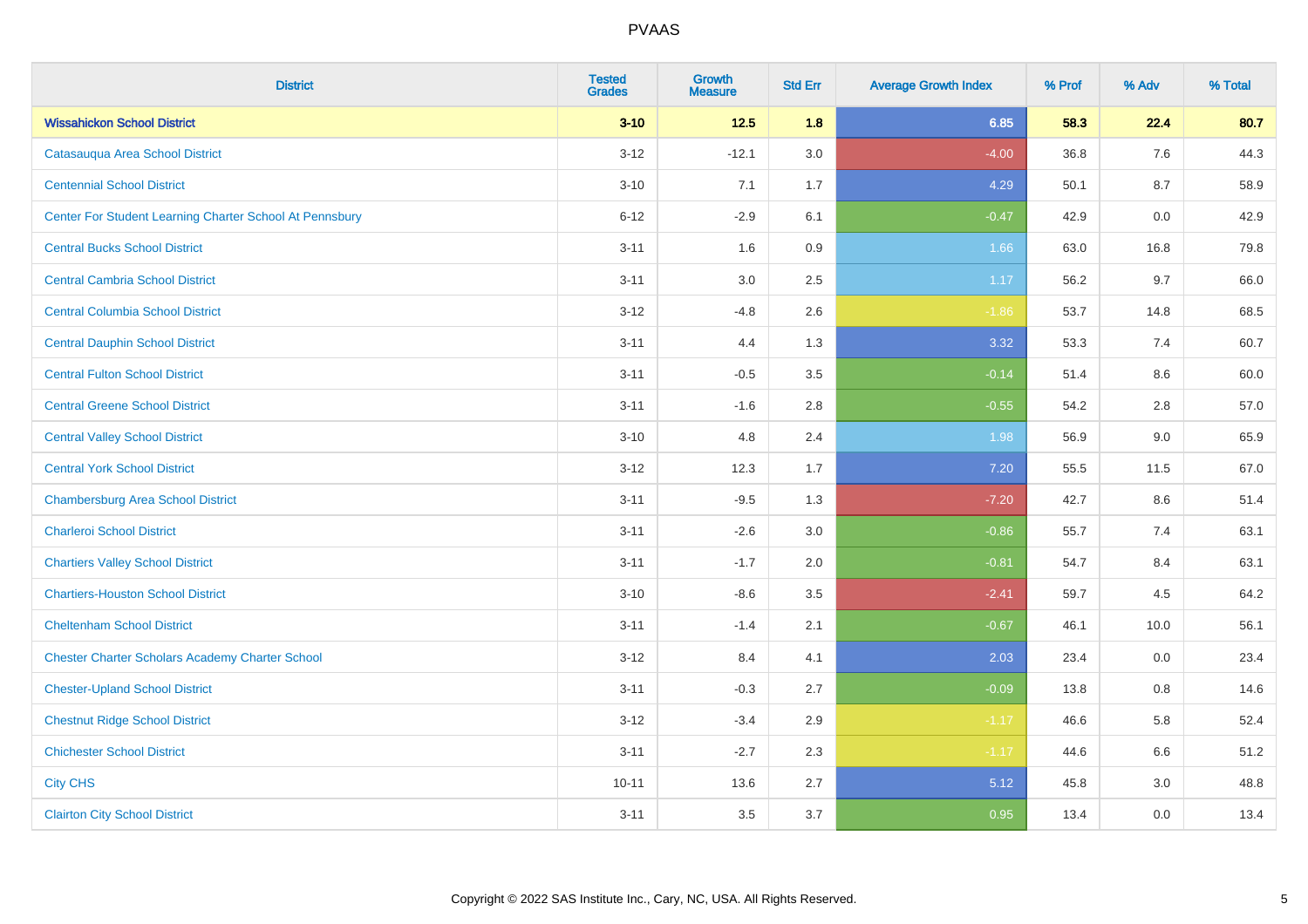# PVAAS

| District | Tested Grades | Growth Measure | Std Err | Average Growth Index | % Prof | % Adv | % Total |
|---|---|---|---|---|---|---|---|
| **Wissahickon School District** | **3-10** | **12.5** | **1.8** | **6.85** | **58.3** | **22.4** | **80.7** |
| Catasauqua Area School District | 3-12 | -12.1 | 3.0 | -4.00 | 36.8 | 7.6 | 44.3 |
| Centennial School District | 3-10 | 7.1 | 1.7 | 4.29 | 50.1 | 8.7 | 58.9 |
| Center For Student Learning Charter School At Pennsbury | 6-12 | -2.9 | 6.1 | -0.47 | 42.9 | 0.0 | 42.9 |
| Central Bucks School District | 3-11 | 1.6 | 0.9 | 1.66 | 63.0 | 16.8 | 79.8 |
| Central Cambria School District | 3-11 | 3.0 | 2.5 | 1.17 | 56.2 | 9.7 | 66.0 |
| Central Columbia School District | 3-12 | -4.8 | 2.6 | -1.86 | 53.7 | 14.8 | 68.5 |
| Central Dauphin School District | 3-11 | 4.4 | 1.3 | 3.32 | 53.3 | 7.4 | 60.7 |
| Central Fulton School District | 3-11 | -0.5 | 3.5 | -0.14 | 51.4 | 8.6 | 60.0 |
| Central Greene School District | 3-11 | -1.6 | 2.8 | -0.55 | 54.2 | 2.8 | 57.0 |
| Central Valley School District | 3-10 | 4.8 | 2.4 | 1.98 | 56.9 | 9.0 | 65.9 |
| Central York School District | 3-12 | 12.3 | 1.7 | 7.20 | 55.5 | 11.5 | 67.0 |
| Chambersburg Area School District | 3-11 | -9.5 | 1.3 | -7.20 | 42.7 | 8.6 | 51.4 |
| Charleroi School District | 3-11 | -2.6 | 3.0 | -0.86 | 55.7 | 7.4 | 63.1 |
| Chartiers Valley School District | 3-11 | -1.7 | 2.0 | -0.81 | 54.7 | 8.4 | 63.1 |
| Chartiers-Houston School District | 3-10 | -8.6 | 3.5 | -2.41 | 59.7 | 4.5 | 64.2 |
| Cheltenham School District | 3-11 | -1.4 | 2.1 | -0.67 | 46.1 | 10.0 | 56.1 |
| Chester Charter Scholars Academy Charter School | 3-12 | 8.4 | 4.1 | 2.03 | 23.4 | 0.0 | 23.4 |
| Chester-Upland School District | 3-11 | -0.3 | 2.7 | -0.09 | 13.8 | 0.8 | 14.6 |
| Chestnut Ridge School District | 3-12 | -3.4 | 2.9 | -1.17 | 46.6 | 5.8 | 52.4 |
| Chichester School District | 3-11 | -2.7 | 2.3 | -1.17 | 44.6 | 6.6 | 51.2 |
| City CHS | 10-11 | 13.6 | 2.7 | 5.12 | 45.8 | 3.0 | 48.8 |
| Clairton City School District | 3-11 | 3.5 | 3.7 | 0.95 | 13.4 | 0.0 | 13.4 |

Copyright © 2022 SAS Institute Inc., Cary, NC, USA. All Rights Reserved.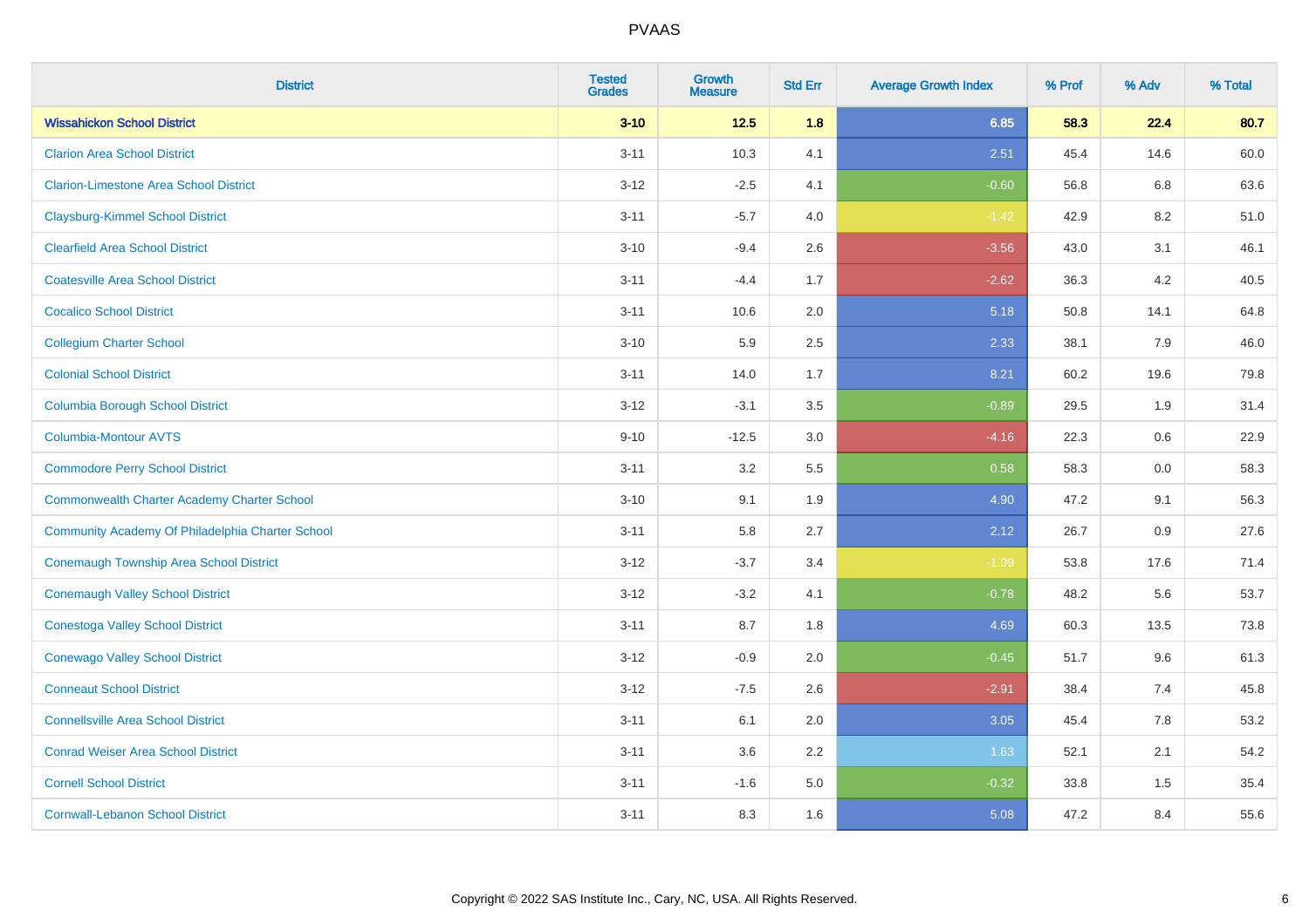# PVAAS

| District | Tested Grades | Growth Measure | Std Err | Average Growth Index | % Prof | % Adv | % Total |
|---|---|---|---|---|---|---|---|
| **Wissahickon School District** | **3-10** | **12.5** | **1.8** | **6.85** | **58.3** | **22.4** | **80.7** |
| Clarion Area School District | 3-11 | 10.3 | 4.1 | 2.51 | 45.4 | 14.6 | 60.0 |
| Clarion-Limestone Area School District | 3-12 | -2.5 | 4.1 | -0.60 | 56.8 | 6.8 | 63.6 |
| Claysburg-Kimmel School District | 3-11 | -5.7 | 4.0 | -1.42 | 42.9 | 8.2 | 51.0 |
| Clearfield Area School District | 3-10 | -9.4 | 2.6 | -3.56 | 43.0 | 3.1 | 46.1 |
| Coatesville Area School District | 3-11 | -4.4 | 1.7 | -2.62 | 36.3 | 4.2 | 40.5 |
| Cocalico School District | 3-11 | 10.6 | 2.0 | 5.18 | 50.8 | 14.1 | 64.8 |
| Collegium Charter School | 3-10 | 5.9 | 2.5 | 2.33 | 38.1 | 7.9 | 46.0 |
| Colonial School District | 3-11 | 14.0 | 1.7 | 8.21 | 60.2 | 19.6 | 79.8 |
| Columbia Borough School District | 3-12 | -3.1 | 3.5 | -0.89 | 29.5 | 1.9 | 31.4 |
| Columbia-Montour AVTS | 9-10 | -12.5 | 3.0 | -4.16 | 22.3 | 0.6 | 22.9 |
| Commodore Perry School District | 3-11 | 3.2 | 5.5 | 0.58 | 58.3 | 0.0 | 58.3 |
| Commonwealth Charter Academy Charter School | 3-10 | 9.1 | 1.9 | 4.90 | 47.2 | 9.1 | 56.3 |
| Community Academy Of Philadelphia Charter School | 3-11 | 5.8 | 2.7 | 2.12 | 26.7 | 0.9 | 27.6 |
| Conemaugh Township Area School District | 3-12 | -3.7 | 3.4 | -1.09 | 53.8 | 17.6 | 71.4 |
| Conemaugh Valley School District | 3-12 | -3.2 | 4.1 | -0.78 | 48.2 | 5.6 | 53.7 |
| Conestoga Valley School District | 3-11 | 8.7 | 1.8 | 4.69 | 60.3 | 13.5 | 73.8 |
| Conewago Valley School District | 3-12 | -0.9 | 2.0 | -0.45 | 51.7 | 9.6 | 61.3 |
| Conneaut School District | 3-12 | -7.5 | 2.6 | -2.91 | 38.4 | 7.4 | 45.8 |
| Connellsville Area School District | 3-11 | 6.1 | 2.0 | 3.05 | 45.4 | 7.8 | 53.2 |
| Conrad Weiser Area School District | 3-11 | 3.6 | 2.2 | 1.63 | 52.1 | 2.1 | 54.2 |
| Cornell School District | 3-11 | -1.6 | 5.0 | -0.32 | 33.8 | 1.5 | 35.4 |
| Cornwall-Lebanon School District | 3-11 | 8.3 | 1.6 | 5.08 | 47.2 | 8.4 | 55.6 |

Copyright © 2022 SAS Institute Inc., Cary, NC, USA. All Rights Reserved.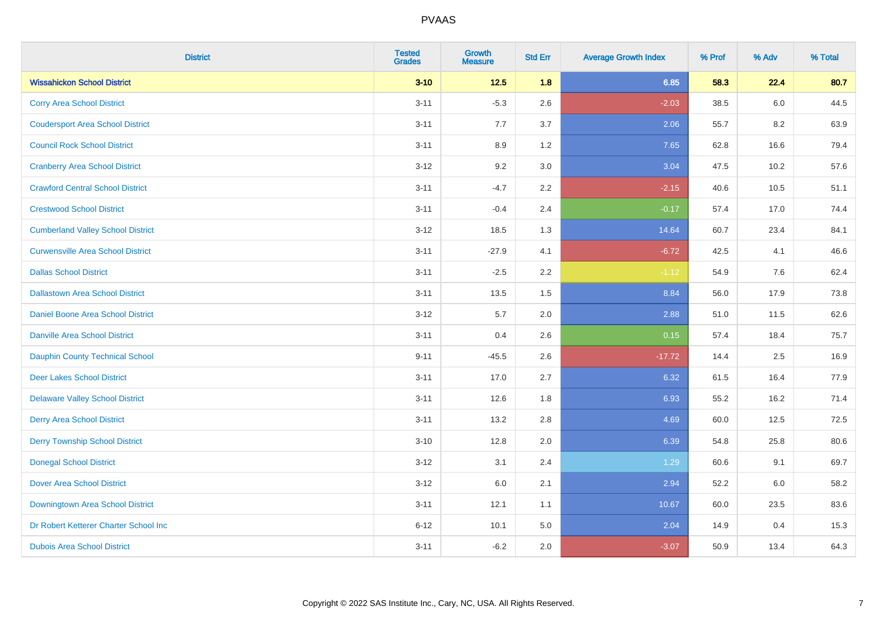| District | Tested Grades | Growth Measure | Std Err | Average Growth Index | % Prof | % Adv | % Total |
|---|---|---|---|---|---|---|---|
| **Wissahickon School District** | **3-10** | **12.5** | **1.8** | **6.85** | **58.3** | **22.4** | **80.7** |
| Corry Area School District | 3-11 | -5.3 | 2.6 | -2.03 | 38.5 | 6.0 | 44.5 |
| Coudersport Area School District | 3-11 | 7.7 | 3.7 | 2.06 | 55.7 | 8.2 | 63.9 |
| Council Rock School District | 3-11 | 8.9 | 1.2 | 7.65 | 62.8 | 16.6 | 79.4 |
| Cranberry Area School District | 3-12 | 9.2 | 3.0 | 3.04 | 47.5 | 10.2 | 57.6 |
| Crawford Central School District | 3-11 | -4.7 | 2.2 | -2.15 | 40.6 | 10.5 | 51.1 |
| Crestwood School District | 3-11 | -0.4 | 2.4 | -0.17 | 57.4 | 17.0 | 74.4 |
| Cumberland Valley School District | 3-12 | 18.5 | 1.3 | 14.64 | 60.7 | 23.4 | 84.1 |
| Curwensville Area School District | 3-11 | -27.9 | 4.1 | -6.72 | 42.5 | 4.1 | 46.6 |
| Dallas School District | 3-11 | -2.5 | 2.2 | -1.12 | 54.9 | 7.6 | 62.4 |
| Dallastown Area School District | 3-11 | 13.5 | 1.5 | 8.84 | 56.0 | 17.9 | 73.8 |
| Daniel Boone Area School District | 3-12 | 5.7 | 2.0 | 2.88 | 51.0 | 11.5 | 62.6 |
| Danville Area School District | 3-11 | 0.4 | 2.6 | 0.15 | 57.4 | 18.4 | 75.7 |
| Dauphin County Technical School | 9-11 | -45.5 | 2.6 | -17.72 | 14.4 | 2.5 | 16.9 |
| Deer Lakes School District | 3-11 | 17.0 | 2.7 | 6.32 | 61.5 | 16.4 | 77.9 |
| Delaware Valley School District | 3-11 | 12.6 | 1.8 | 6.93 | 55.2 | 16.2 | 71.4 |
| Derry Area School District | 3-11 | 13.2 | 2.8 | 4.69 | 60.0 | 12.5 | 72.5 |
| Derry Township School District | 3-10 | 12.8 | 2.0 | 6.39 | 54.8 | 25.8 | 80.6 |
| Donegal School District | 3-12 | 3.1 | 2.4 | 1.29 | 60.6 | 9.1 | 69.7 |
| Dover Area School District | 3-12 | 6.0 | 2.1 | 2.94 | 52.2 | 6.0 | 58.2 |
| Downingtown Area School District | 3-11 | 12.1 | 1.1 | 10.67 | 60.0 | 23.5 | 83.6 |
| Dr Robert Ketterer Charter School Inc | 6-12 | 10.1 | 5.0 | 2.04 | 14.9 | 0.4 | 15.3 |
| Dubois Area School District | 3-11 | -6.2 | 2.0 | -3.07 | 50.9 | 13.4 | 64.3 |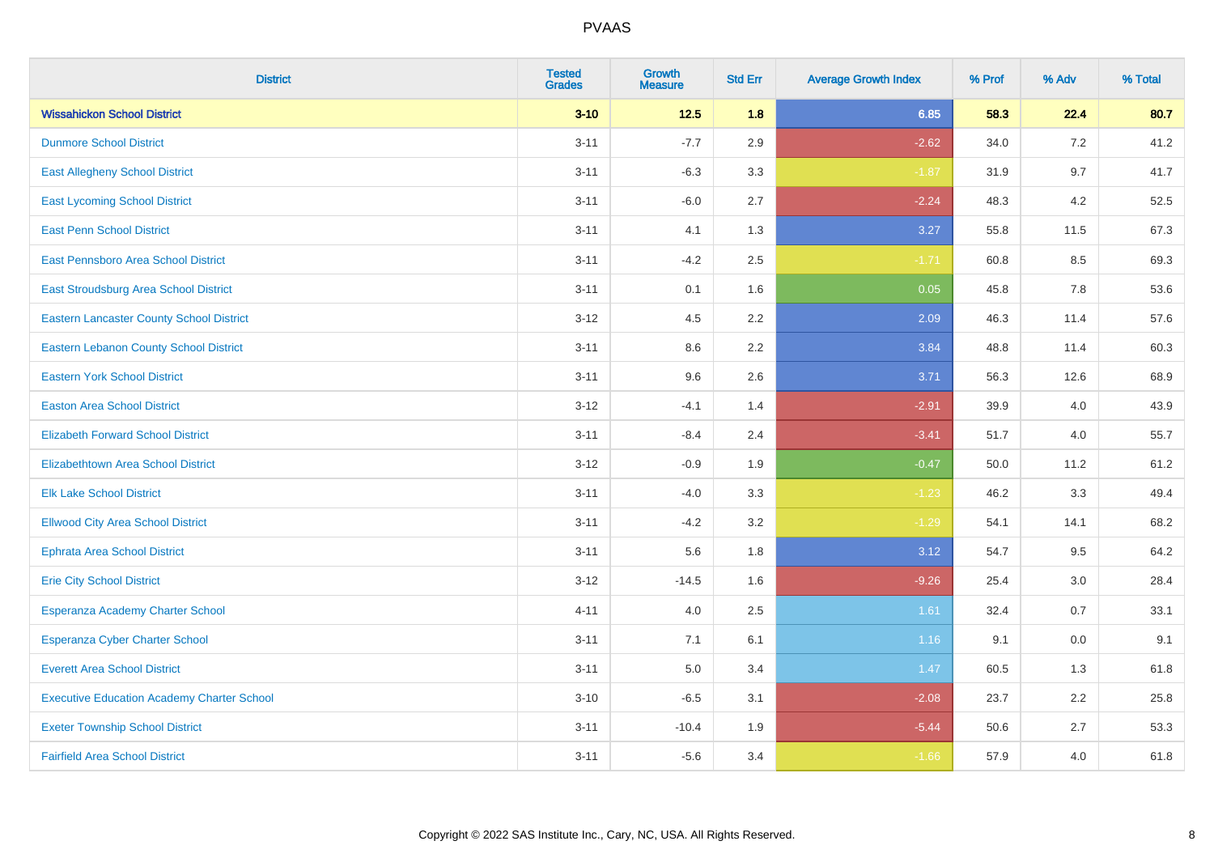| District | Tested Grades | Growth Measure | Std Err | Average Growth Index | % Prof | % Adv | % Total |
|---|---|---|---|---|---|---|---|
| **Wissahickon School District** | **3-10** | **12.5** | **1.8** | **6.85** | **58.3** | **22.4** | **80.7** |
| Dunmore School District | 3-11 | -7.7 | 2.9 | -2.62 | 34.0 | 7.2 | 41.2 |
| East Allegheny School District | 3-11 | -6.3 | 3.3 | -1.87 | 31.9 | 9.7 | 41.7 |
| East Lycoming School District | 3-11 | -6.0 | 2.7 | -2.24 | 48.3 | 4.2 | 52.5 |
| East Penn School District | 3-11 | 4.1 | 1.3 | 3.27 | 55.8 | 11.5 | 67.3 |
| East Pennsboro Area School District | 3-11 | -4.2 | 2.5 | -1.71 | 60.8 | 8.5 | 69.3 |
| East Stroudsburg Area School District | 3-11 | 0.1 | 1.6 | 0.05 | 45.8 | 7.8 | 53.6 |
| Eastern Lancaster County School District | 3-12 | 4.5 | 2.2 | 2.09 | 46.3 | 11.4 | 57.6 |
| Eastern Lebanon County School District | 3-11 | 8.6 | 2.2 | 3.84 | 48.8 | 11.4 | 60.3 |
| Eastern York School District | 3-11 | 9.6 | 2.6 | 3.71 | 56.3 | 12.6 | 68.9 |
| Easton Area School District | 3-12 | -4.1 | 1.4 | -2.91 | 39.9 | 4.0 | 43.9 |
| Elizabeth Forward School District | 3-11 | -8.4 | 2.4 | -3.41 | 51.7 | 4.0 | 55.7 |
| Elizabethtown Area School District | 3-12 | -0.9 | 1.9 | -0.47 | 50.0 | 11.2 | 61.2 |
| Elk Lake School District | 3-11 | -4.0 | 3.3 | -1.23 | 46.2 | 3.3 | 49.4 |
| Ellwood City Area School District | 3-11 | -4.2 | 3.2 | -1.29 | 54.1 | 14.1 | 68.2 |
| Ephrata Area School District | 3-11 | 5.6 | 1.8 | 3.12 | 54.7 | 9.5 | 64.2 |
| Erie City School District | 3-12 | -14.5 | 1.6 | -9.26 | 25.4 | 3.0 | 28.4 |
| Esperanza Academy Charter School | 4-11 | 4.0 | 2.5 | 1.61 | 32.4 | 0.7 | 33.1 |
| Esperanza Cyber Charter School | 3-11 | 7.1 | 6.1 | 1.16 | 9.1 | 0.0 | 9.1 |
| Everett Area School District | 3-11 | 5.0 | 3.4 | 1.47 | 60.5 | 1.3 | 61.8 |
| Executive Education Academy Charter School | 3-10 | -6.5 | 3.1 | -2.08 | 23.7 | 2.2 | 25.8 |
| Exeter Township School District | 3-11 | -10.4 | 1.9 | -5.44 | 50.6 | 2.7 | 53.3 |
| Fairfield Area School District | 3-11 | -5.6 | 3.4 | -1.66 | 57.9 | 4.0 | 61.8 |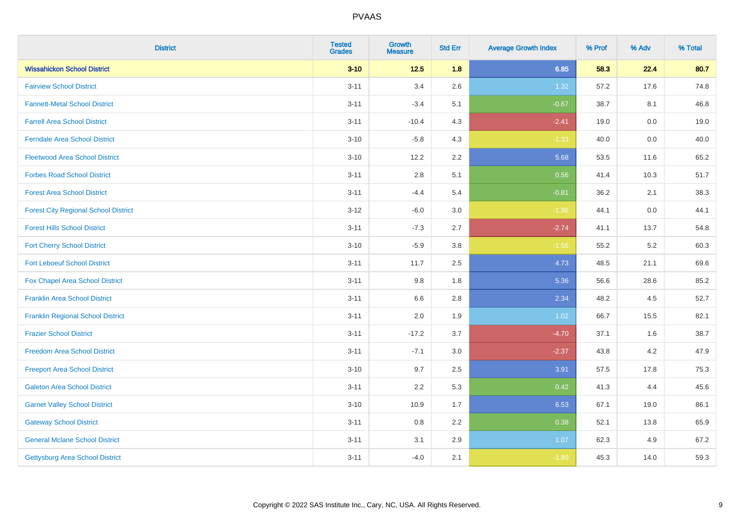PVAAS

| District | Tested Grades | Growth Measure | Std Err | Average Growth Index | % Prof | % Adv | % Total |
|---|---|---|---|---|---|---|---|
| **Wissahickon School District** | **3-10** | **12.5** | **1.8** | **6.85** | **58.3** | **22.4** | **80.7** |
| Fairview School District | 3-11 | 3.4 | 2.6 | 1.32 | 57.2 | 17.6 | 74.8 |
| Fannett-Metal School District | 3-11 | -3.4 | 5.1 | -0.67 | 38.7 | 8.1 | 46.8 |
| Farrell Area School District | 3-11 | -10.4 | 4.3 | -2.41 | 19.0 | 0.0 | 19.0 |
| Ferndale Area School District | 3-10 | -5.8 | 4.3 | -1.33 | 40.0 | 0.0 | 40.0 |
| Fleetwood Area School District | 3-10 | 12.2 | 2.2 | 5.68 | 53.5 | 11.6 | 65.2 |
| Forbes Road School District | 3-11 | 2.8 | 5.1 | 0.56 | 41.4 | 10.3 | 51.7 |
| Forest Area School District | 3-11 | -4.4 | 5.4 | -0.81 | 36.2 | 2.1 | 38.3 |
| Forest City Regional School District | 3-12 | -6.0 | 3.0 | -1.96 | 44.1 | 0.0 | 44.1 |
| Forest Hills School District | 3-11 | -7.3 | 2.7 | -2.74 | 41.1 | 13.7 | 54.8 |
| Fort Cherry School District | 3-10 | -5.9 | 3.8 | -1.56 | 55.2 | 5.2 | 60.3 |
| Fort Leboeuf School District | 3-11 | 11.7 | 2.5 | 4.73 | 48.5 | 21.1 | 69.6 |
| Fox Chapel Area School District | 3-11 | 9.8 | 1.8 | 5.36 | 56.6 | 28.6 | 85.2 |
| Franklin Area School District | 3-11 | 6.6 | 2.8 | 2.34 | 48.2 | 4.5 | 52.7 |
| Franklin Regional School District | 3-11 | 2.0 | 1.9 | 1.02 | 66.7 | 15.5 | 82.1 |
| Frazier School District | 3-11 | -17.2 | 3.7 | -4.70 | 37.1 | 1.6 | 38.7 |
| Freedom Area School District | 3-11 | -7.1 | 3.0 | -2.37 | 43.8 | 4.2 | 47.9 |
| Freeport Area School District | 3-10 | 9.7 | 2.5 | 3.91 | 57.5 | 17.8 | 75.3 |
| Galeton Area School District | 3-11 | 2.2 | 5.3 | 0.42 | 41.3 | 4.4 | 45.6 |
| Garnet Valley School District | 3-10 | 10.9 | 1.7 | 6.53 | 67.1 | 19.0 | 86.1 |
| Gateway School District | 3-11 | 0.8 | 2.2 | 0.38 | 52.1 | 13.8 | 65.9 |
| General Mclane School District | 3-11 | 3.1 | 2.9 | 1.07 | 62.3 | 4.9 | 67.2 |
| Gettysburg Area School District | 3-11 | -4.0 | 2.1 | -1.89 | 45.3 | 14.0 | 59.3 |

Copyright © 2022 SAS Institute Inc., Cary, NC, USA. All Rights Reserved.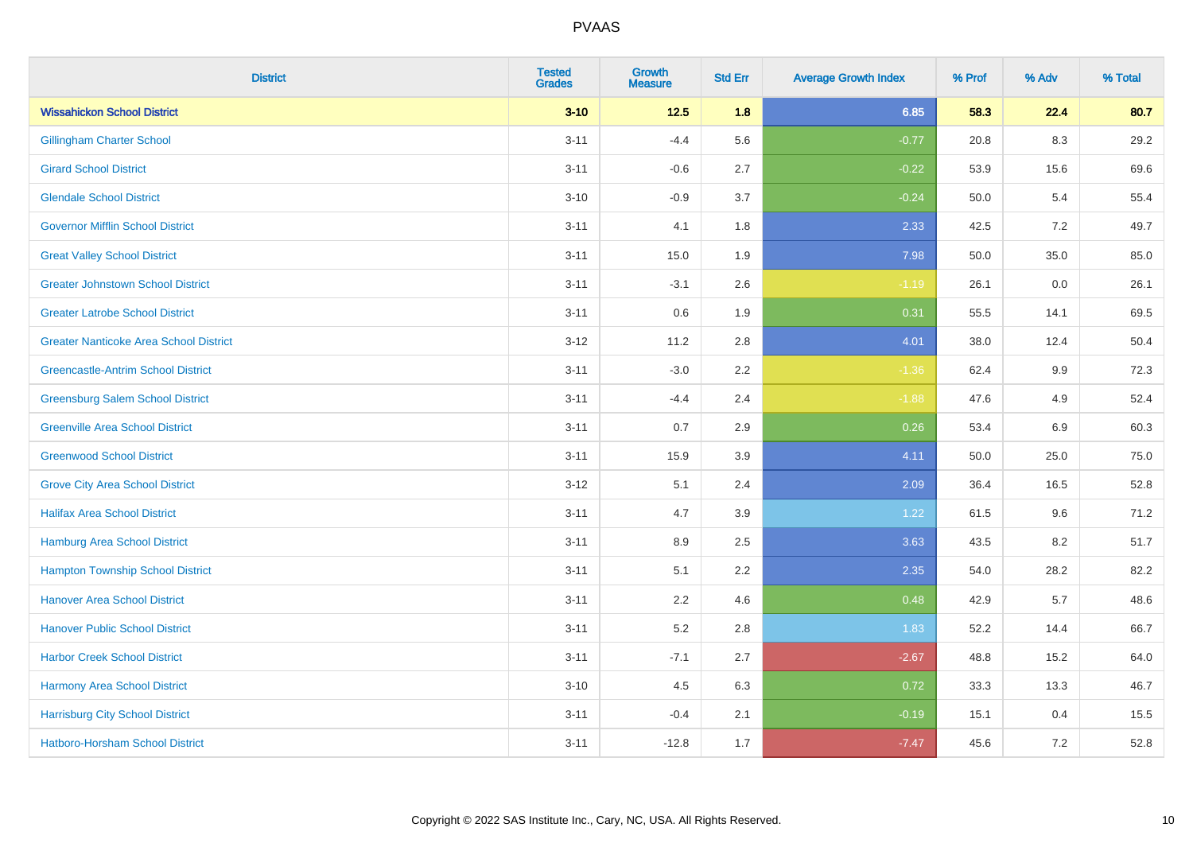| District | Tested Grades | Growth Measure | Std Err | Average Growth Index | % Prof | % Adv | % Total |
|---|---|---|---|---|---|---|---|
| **Wissahickon School District** | **3-10** | **12.5** | **1.8** | **6.85** | **58.3** | **22.4** | **80.7** |
| Gillingham Charter School | 3-11 | -4.4 | 5.6 | -0.77 | 20.8 | 8.3 | 29.2 |
| Girard School District | 3-11 | -0.6 | 2.7 | -0.22 | 53.9 | 15.6 | 69.6 |
| Glendale School District | 3-10 | -0.9 | 3.7 | -0.24 | 50.0 | 5.4 | 55.4 |
| Governor Mifflin School District | 3-11 | 4.1 | 1.8 | 2.33 | 42.5 | 7.2 | 49.7 |
| Great Valley School District | 3-11 | 15.0 | 1.9 | 7.98 | 50.0 | 35.0 | 85.0 |
| Greater Johnstown School District | 3-11 | -3.1 | 2.6 | -1.19 | 26.1 | 0.0 | 26.1 |
| Greater Latrobe School District | 3-11 | 0.6 | 1.9 | 0.31 | 55.5 | 14.1 | 69.5 |
| Greater Nanticoke Area School District | 3-12 | 11.2 | 2.8 | 4.01 | 38.0 | 12.4 | 50.4 |
| Greencastle-Antrim School District | 3-11 | -3.0 | 2.2 | -1.36 | 62.4 | 9.9 | 72.3 |
| Greensburg Salem School District | 3-11 | -4.4 | 2.4 | -1.88 | 47.6 | 4.9 | 52.4 |
| Greenville Area School District | 3-11 | 0.7 | 2.9 | 0.26 | 53.4 | 6.9 | 60.3 |
| Greenwood School District | 3-11 | 15.9 | 3.9 | 4.11 | 50.0 | 25.0 | 75.0 |
| Grove City Area School District | 3-12 | 5.1 | 2.4 | 2.09 | 36.4 | 16.5 | 52.8 |
| Halifax Area School District | 3-11 | 4.7 | 3.9 | 1.22 | 61.5 | 9.6 | 71.2 |
| Hamburg Area School District | 3-11 | 8.9 | 2.5 | 3.63 | 43.5 | 8.2 | 51.7 |
| Hampton Township School District | 3-11 | 5.1 | 2.2 | 2.35 | 54.0 | 28.2 | 82.2 |
| Hanover Area School District | 3-11 | 2.2 | 4.6 | 0.48 | 42.9 | 5.7 | 48.6 |
| Hanover Public School District | 3-11 | 5.2 | 2.8 | 1.83 | 52.2 | 14.4 | 66.7 |
| Harbor Creek School District | 3-11 | -7.1 | 2.7 | -2.67 | 48.8 | 15.2 | 64.0 |
| Harmony Area School District | 3-10 | 4.5 | 6.3 | 0.72 | 33.3 | 13.3 | 46.7 |
| Harrisburg City School District | 3-11 | -0.4 | 2.1 | -0.19 | 15.1 | 0.4 | 15.5 |
| Hatboro-Horsham School District | 3-11 | -12.8 | 1.7 | -7.47 | 45.6 | 7.2 | 52.8 |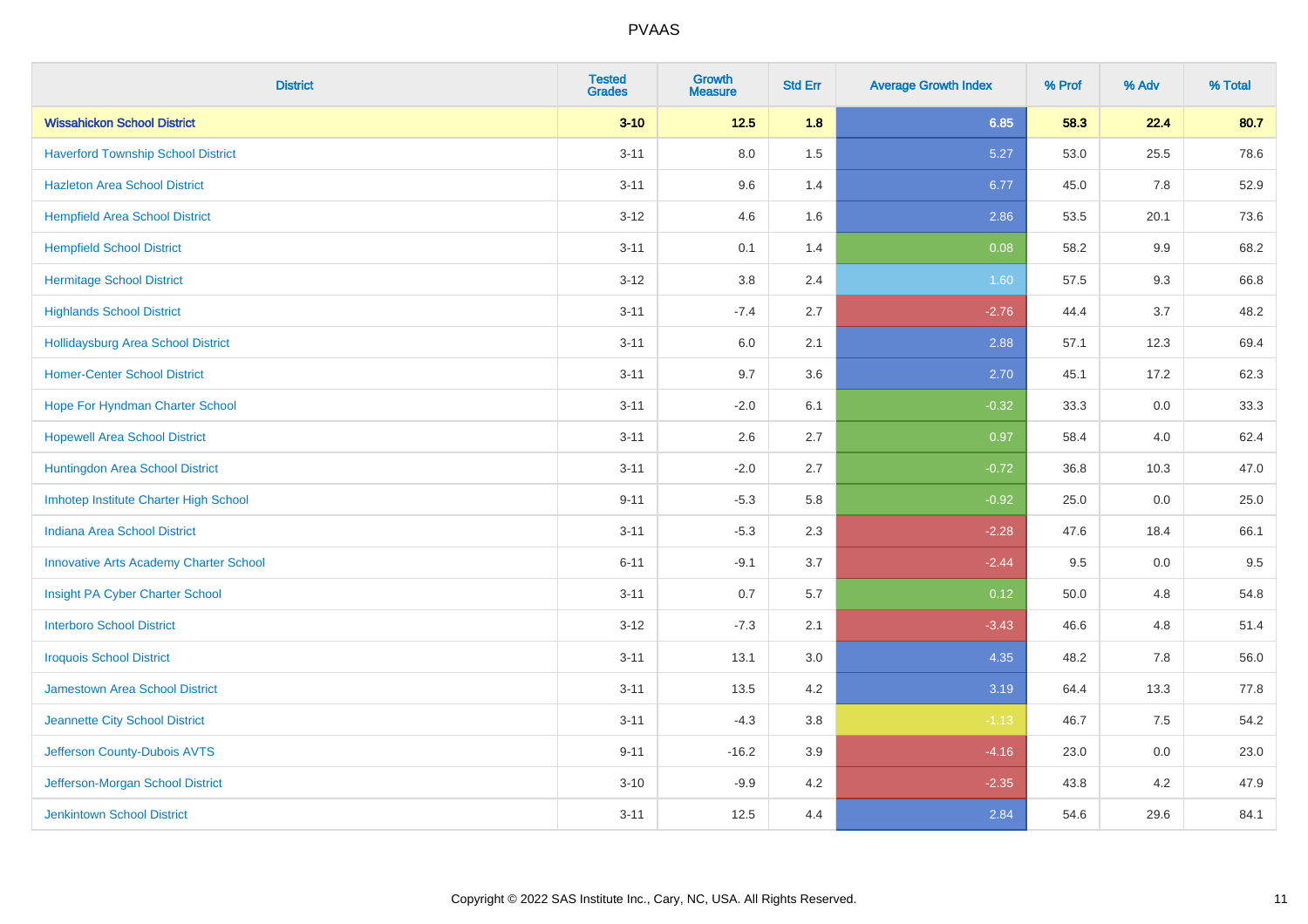| District | Tested Grades | Growth Measure | Std Err | Average Growth Index | % Prof | % Adv | % Total |
|---|---|---|---|---|---|---|---|
| **Wissahickon School District** | **3-10** | **12.5** | **1.8** | **6.85** | **58.3** | **22.4** | **80.7** |
| Haverford Township School District | 3-11 | 8.0 | 1.5 | 5.27 | 53.0 | 25.5 | 78.6 |
| Hazleton Area School District | 3-11 | 9.6 | 1.4 | 6.77 | 45.0 | 7.8 | 52.9 |
| Hempfield Area School District | 3-12 | 4.6 | 1.6 | 2.86 | 53.5 | 20.1 | 73.6 |
| Hempfield School District | 3-11 | 0.1 | 1.4 | 0.08 | 58.2 | 9.9 | 68.2 |
| Hermitage School District | 3-12 | 3.8 | 2.4 | 1.60 | 57.5 | 9.3 | 66.8 |
| Highlands School District | 3-11 | -7.4 | 2.7 | -2.76 | 44.4 | 3.7 | 48.2 |
| Hollidaysburg Area School District | 3-11 | 6.0 | 2.1 | 2.88 | 57.1 | 12.3 | 69.4 |
| Homer-Center School District | 3-11 | 9.7 | 3.6 | 2.70 | 45.1 | 17.2 | 62.3 |
| Hope For Hyndman Charter School | 3-11 | -2.0 | 6.1 | -0.32 | 33.3 | 0.0 | 33.3 |
| Hopewell Area School District | 3-11 | 2.6 | 2.7 | 0.97 | 58.4 | 4.0 | 62.4 |
| Huntingdon Area School District | 3-11 | -2.0 | 2.7 | -0.72 | 36.8 | 10.3 | 47.0 |
| Imhotep Institute Charter High School | 9-11 | -5.3 | 5.8 | -0.92 | 25.0 | 0.0 | 25.0 |
| Indiana Area School District | 3-11 | -5.3 | 2.3 | -2.28 | 47.6 | 18.4 | 66.1 |
| Innovative Arts Academy Charter School | 6-11 | -9.1 | 3.7 | -2.44 | 9.5 | 0.0 | 9.5 |
| Insight PA Cyber Charter School | 3-11 | 0.7 | 5.7 | 0.12 | 50.0 | 4.8 | 54.8 |
| Interboro School District | 3-12 | -7.3 | 2.1 | -3.43 | 46.6 | 4.8 | 51.4 |
| Iroquois School District | 3-11 | 13.1 | 3.0 | 4.35 | 48.2 | 7.8 | 56.0 |
| Jamestown Area School District | 3-11 | 13.5 | 4.2 | 3.19 | 64.4 | 13.3 | 77.8 |
| Jeannette City School District | 3-11 | -4.3 | 3.8 | -1.13 | 46.7 | 7.5 | 54.2 |
| Jefferson County-Dubois AVTS | 9-11 | -16.2 | 3.9 | -4.16 | 23.0 | 0.0 | 23.0 |
| Jefferson-Morgan School District | 3-10 | -9.9 | 4.2 | -2.35 | 43.8 | 4.2 | 47.9 |
| Jenkintown School District | 3-11 | 12.5 | 4.4 | 2.84 | 54.6 | 29.6 | 84.1 |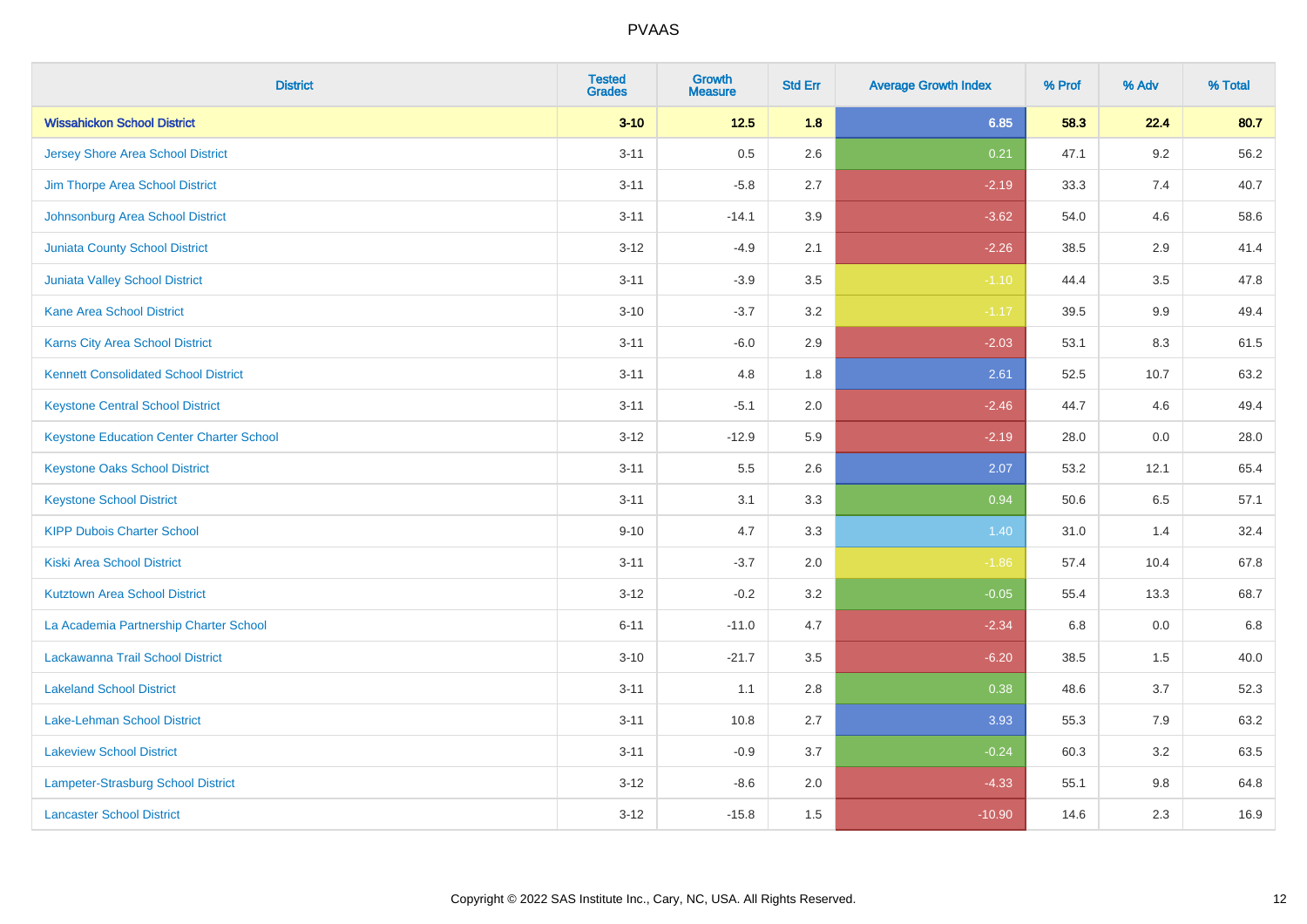# PVAAS

| District | Tested Grades | Growth Measure | Std Err | Average Growth Index | % Prof | % Adv | % Total |
|---|---|---|---|---|---|---|---|
| **Wissahickon School District** | **3-10** | **12.5** | **1.8** | **6.85** | **58.3** | **22.4** | **80.7** |
| Jersey Shore Area School District | 3-11 | 0.5 | 2.6 | 0.21 | 47.1 | 9.2 | 56.2 |
| Jim Thorpe Area School District | 3-11 | -5.8 | 2.7 | -2.19 | 33.3 | 7.4 | 40.7 |
| Johnsonburg Area School District | 3-11 | -14.1 | 3.9 | -3.62 | 54.0 | 4.6 | 58.6 |
| Juniata County School District | 3-12 | -4.9 | 2.1 | -2.26 | 38.5 | 2.9 | 41.4 |
| Juniata Valley School District | 3-11 | -3.9 | 3.5 | -1.10 | 44.4 | 3.5 | 47.8 |
| Kane Area School District | 3-10 | -3.7 | 3.2 | -1.17 | 39.5 | 9.9 | 49.4 |
| Karns City Area School District | 3-11 | -6.0 | 2.9 | -2.03 | 53.1 | 8.3 | 61.5 |
| Kennett Consolidated School District | 3-11 | 4.8 | 1.8 | 2.61 | 52.5 | 10.7 | 63.2 |
| Keystone Central School District | 3-11 | -5.1 | 2.0 | -2.46 | 44.7 | 4.6 | 49.4 |
| Keystone Education Center Charter School | 3-12 | -12.9 | 5.9 | -2.19 | 28.0 | 0.0 | 28.0 |
| Keystone Oaks School District | 3-11 | 5.5 | 2.6 | 2.07 | 53.2 | 12.1 | 65.4 |
| Keystone School District | 3-11 | 3.1 | 3.3 | 0.94 | 50.6 | 6.5 | 57.1 |
| KIPP Dubois Charter School | 9-10 | 4.7 | 3.3 | 1.40 | 31.0 | 1.4 | 32.4 |
| Kiski Area School District | 3-11 | -3.7 | 2.0 | -1.86 | 57.4 | 10.4 | 67.8 |
| Kutztown Area School District | 3-12 | -0.2 | 3.2 | -0.05 | 55.4 | 13.3 | 68.7 |
| La Academia Partnership Charter School | 6-11 | -11.0 | 4.7 | -2.34 | 6.8 | 0.0 | 6.8 |
| Lackawanna Trail School District | 3-10 | -21.7 | 3.5 | -6.20 | 38.5 | 1.5 | 40.0 |
| Lakeland School District | 3-11 | 1.1 | 2.8 | 0.38 | 48.6 | 3.7 | 52.3 |
| Lake-Lehman School District | 3-11 | 10.8 | 2.7 | 3.93 | 55.3 | 7.9 | 63.2 |
| Lakeview School District | 3-11 | -0.9 | 3.7 | -0.24 | 60.3 | 3.2 | 63.5 |
| Lampeter-Strasburg School District | 3-12 | -8.6 | 2.0 | -4.33 | 55.1 | 9.8 | 64.8 |
| Lancaster School District | 3-12 | -15.8 | 1.5 | -10.90 | 14.6 | 2.3 | 16.9 |

Copyright © 2022 SAS Institute Inc., Cary, NC, USA. All Rights Reserved.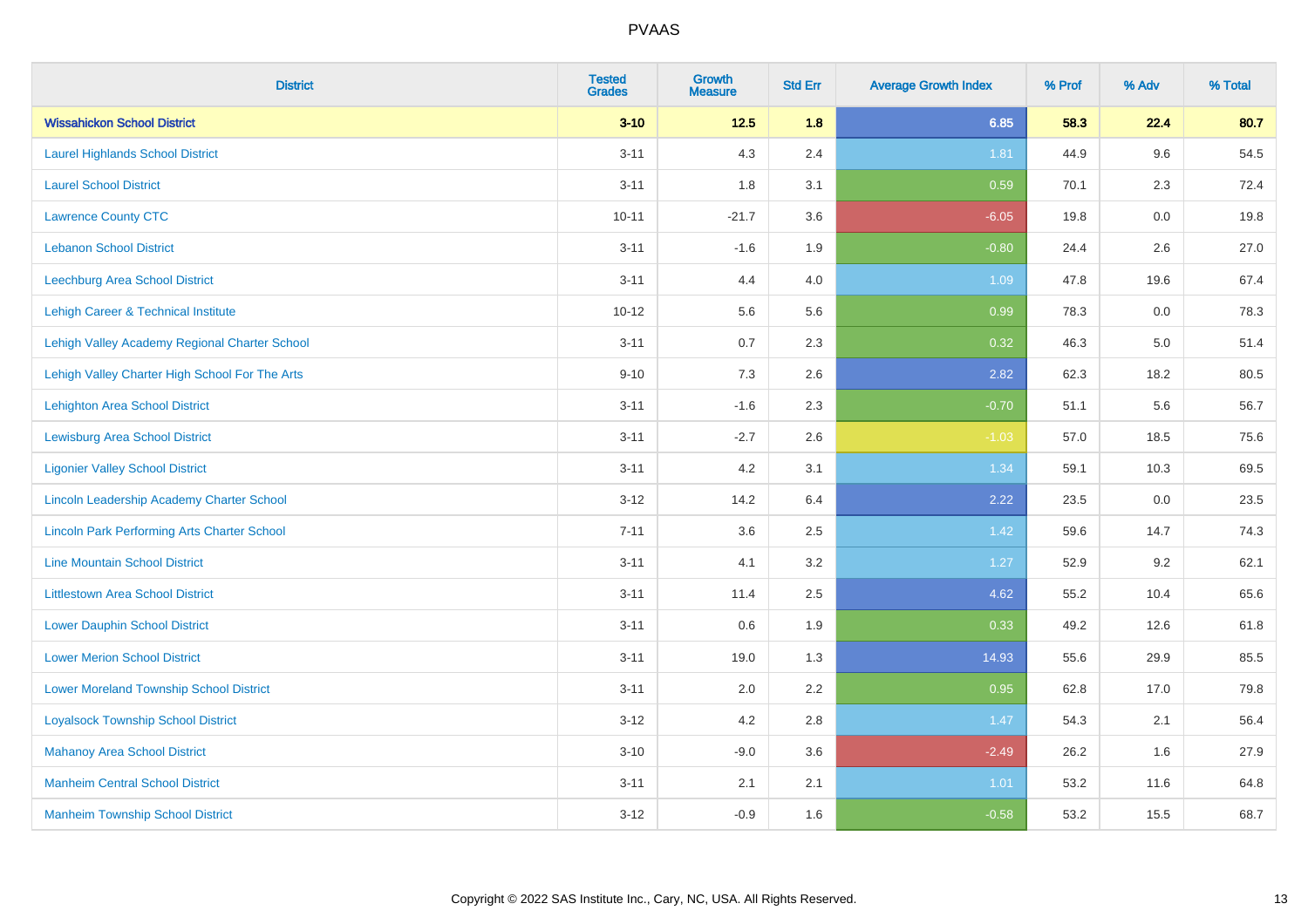# PVAAS

| District | Tested Grades | Growth Measure | Std Err | Average Growth Index | % Prof | % Adv | % Total |
|---|---|---|---|---|---|---|---|
| **Wissahickon School District** | **3-10** | **12.5** | **1.8** | **6.85** | **58.3** | **22.4** | **80.7** |
| Laurel Highlands School District | 3-11 | 4.3 | 2.4 | 1.81 | 44.9 | 9.6 | 54.5 |
| Laurel School District | 3-11 | 1.8 | 3.1 | 0.59 | 70.1 | 2.3 | 72.4 |
| Lawrence County CTC | 10-11 | -21.7 | 3.6 | -6.05 | 19.8 | 0.0 | 19.8 |
| Lebanon School District | 3-11 | -1.6 | 1.9 | -0.80 | 24.4 | 2.6 | 27.0 |
| Leechburg Area School District | 3-11 | 4.4 | 4.0 | 1.09 | 47.8 | 19.6 | 67.4 |
| Lehigh Career & Technical Institute | 10-12 | 5.6 | 5.6 | 0.99 | 78.3 | 0.0 | 78.3 |
| Lehigh Valley Academy Regional Charter School | 3-11 | 0.7 | 2.3 | 0.32 | 46.3 | 5.0 | 51.4 |
| Lehigh Valley Charter High School For The Arts | 9-10 | 7.3 | 2.6 | 2.82 | 62.3 | 18.2 | 80.5 |
| Lehighton Area School District | 3-11 | -1.6 | 2.3 | -0.70 | 51.1 | 5.6 | 56.7 |
| Lewisburg Area School District | 3-11 | -2.7 | 2.6 | -1.03 | 57.0 | 18.5 | 75.6 |
| Ligonier Valley School District | 3-11 | 4.2 | 3.1 | 1.34 | 59.1 | 10.3 | 69.5 |
| Lincoln Leadership Academy Charter School | 3-12 | 14.2 | 6.4 | 2.22 | 23.5 | 0.0 | 23.5 |
| Lincoln Park Performing Arts Charter School | 7-11 | 3.6 | 2.5 | 1.42 | 59.6 | 14.7 | 74.3 |
| Line Mountain School District | 3-11 | 4.1 | 3.2 | 1.27 | 52.9 | 9.2 | 62.1 |
| Littlestown Area School District | 3-11 | 11.4 | 2.5 | 4.62 | 55.2 | 10.4 | 65.6 |
| Lower Dauphin School District | 3-11 | 0.6 | 1.9 | 0.33 | 49.2 | 12.6 | 61.8 |
| Lower Merion School District | 3-11 | 19.0 | 1.3 | 14.93 | 55.6 | 29.9 | 85.5 |
| Lower Moreland Township School District | 3-11 | 2.0 | 2.2 | 0.95 | 62.8 | 17.0 | 79.8 |
| Loyalsock Township School District | 3-12 | 4.2 | 2.8 | 1.47 | 54.3 | 2.1 | 56.4 |
| Mahanoy Area School District | 3-10 | -9.0 | 3.6 | -2.49 | 26.2 | 1.6 | 27.9 |
| Manheim Central School District | 3-11 | 2.1 | 2.1 | 1.01 | 53.2 | 11.6 | 64.8 |
| Manheim Township School District | 3-12 | -0.9 | 1.6 | -0.58 | 53.2 | 15.5 | 68.7 |

Copyright © 2022 SAS Institute Inc., Cary, NC, USA. All Rights Reserved.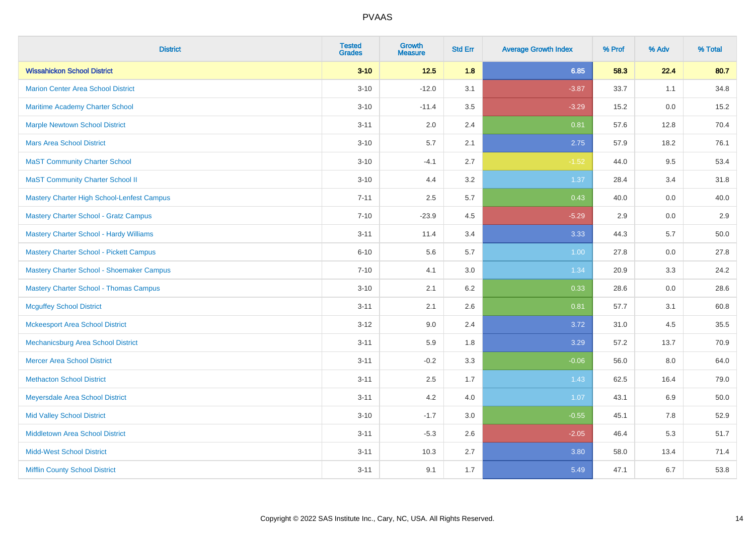| District | Tested Grades | Growth Measure | Std Err | Average Growth Index | % Prof | % Adv | % Total |
|---|---|---|---|---|---|---|---|
| **Wissahickon School District** | **3-10** | **12.5** | **1.8** | **6.85** | **58.3** | **22.4** | **80.7** |
| Marion Center Area School District | 3-10 | -12.0 | 3.1 | -3.87 | 33.7 | 1.1 | 34.8 |
| Maritime Academy Charter School | 3-10 | -11.4 | 3.5 | -3.29 | 15.2 | 0.0 | 15.2 |
| Marple Newtown School District | 3-11 | 2.0 | 2.4 | 0.81 | 57.6 | 12.8 | 70.4 |
| Mars Area School District | 3-10 | 5.7 | 2.1 | 2.75 | 57.9 | 18.2 | 76.1 |
| MaST Community Charter School | 3-10 | -4.1 | 2.7 | -1.52 | 44.0 | 9.5 | 53.4 |
| MaST Community Charter School II | 3-10 | 4.4 | 3.2 | 1.37 | 28.4 | 3.4 | 31.8 |
| Mastery Charter High School-Lenfest Campus | 7-11 | 2.5 | 5.7 | 0.43 | 40.0 | 0.0 | 40.0 |
| Mastery Charter School - Gratz Campus | 7-10 | -23.9 | 4.5 | -5.29 | 2.9 | 0.0 | 2.9 |
| Mastery Charter School - Hardy Williams | 3-11 | 11.4 | 3.4 | 3.33 | 44.3 | 5.7 | 50.0 |
| Mastery Charter School - Pickett Campus | 6-10 | 5.6 | 5.7 | 1.00 | 27.8 | 0.0 | 27.8 |
| Mastery Charter School - Shoemaker Campus | 7-10 | 4.1 | 3.0 | 1.34 | 20.9 | 3.3 | 24.2 |
| Mastery Charter School - Thomas Campus | 3-10 | 2.1 | 6.2 | 0.33 | 28.6 | 0.0 | 28.6 |
| Mcguffey School District | 3-11 | 2.1 | 2.6 | 0.81 | 57.7 | 3.1 | 60.8 |
| Mckeesport Area School District | 3-12 | 9.0 | 2.4 | 3.72 | 31.0 | 4.5 | 35.5 |
| Mechanicsburg Area School District | 3-11 | 5.9 | 1.8 | 3.29 | 57.2 | 13.7 | 70.9 |
| Mercer Area School District | 3-11 | -0.2 | 3.3 | -0.06 | 56.0 | 8.0 | 64.0 |
| Methacton School District | 3-11 | 2.5 | 1.7 | 1.43 | 62.5 | 16.4 | 79.0 |
| Meyersdale Area School District | 3-11 | 4.2 | 4.0 | 1.07 | 43.1 | 6.9 | 50.0 |
| Mid Valley School District | 3-10 | -1.7 | 3.0 | -0.55 | 45.1 | 7.8 | 52.9 |
| Middletown Area School District | 3-11 | -5.3 | 2.6 | -2.05 | 46.4 | 5.3 | 51.7 |
| Midd-West School District | 3-11 | 10.3 | 2.7 | 3.80 | 58.0 | 13.4 | 71.4 |
| Mifflin County School District | 3-11 | 9.1 | 1.7 | 5.49 | 47.1 | 6.7 | 53.8 |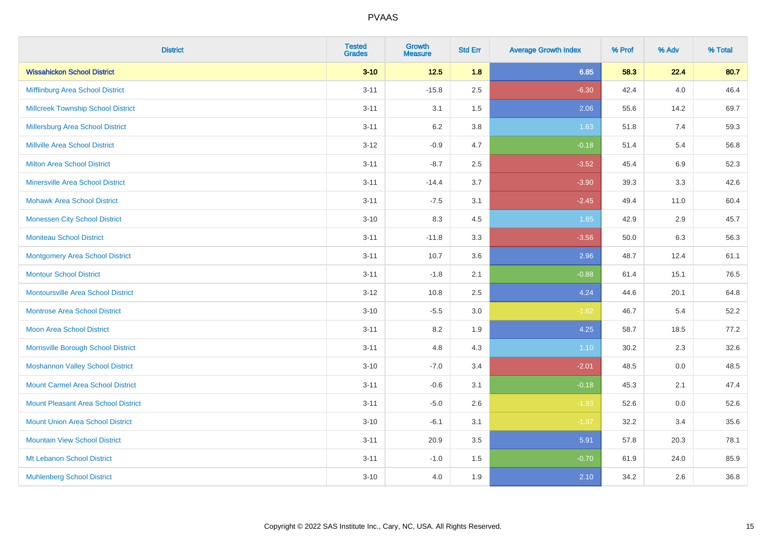| District | Tested Grades | Growth Measure | Std Err | Average Growth Index | % Prof | % Adv | % Total |
|---|---|---|---|---|---|---|---|
| **Wissahickon School District** | **3-10** | **12.5** | **1.8** | **6.85** | **58.3** | **22.4** | **80.7** |
| Mifflinburg Area School District | 3-11 | -15.8 | 2.5 | -6.30 | 42.4 | 4.0 | 46.4 |
| Millcreek Township School District | 3-11 | 3.1 | 1.5 | 2.06 | 55.6 | 14.2 | 69.7 |
| Millersburg Area School District | 3-11 | 6.2 | 3.8 | 1.63 | 51.8 | 7.4 | 59.3 |
| Millville Area School District | 3-12 | -0.9 | 4.7 | -0.18 | 51.4 | 5.4 | 56.8 |
| Milton Area School District | 3-11 | -8.7 | 2.5 | -3.52 | 45.4 | 6.9 | 52.3 |
| Minersville Area School District | 3-11 | -14.4 | 3.7 | -3.90 | 39.3 | 3.3 | 42.6 |
| Mohawk Area School District | 3-11 | -7.5 | 3.1 | -2.45 | 49.4 | 11.0 | 60.4 |
| Monessen City School District | 3-10 | 8.3 | 4.5 | 1.85 | 42.9 | 2.9 | 45.7 |
| Moniteau School District | 3-11 | -11.8 | 3.3 | -3.56 | 50.0 | 6.3 | 56.3 |
| Montgomery Area School District | 3-11 | 10.7 | 3.6 | 2.96 | 48.7 | 12.4 | 61.1 |
| Montour School District | 3-11 | -1.8 | 2.1 | -0.88 | 61.4 | 15.1 | 76.5 |
| Montoursville Area School District | 3-12 | 10.8 | 2.5 | 4.24 | 44.6 | 20.1 | 64.8 |
| Montrose Area School District | 3-10 | -5.5 | 3.0 | -1.82 | 46.7 | 5.4 | 52.2 |
| Moon Area School District | 3-11 | 8.2 | 1.9 | 4.25 | 58.7 | 18.5 | 77.2 |
| Morrisville Borough School District | 3-11 | 4.8 | 4.3 | 1.10 | 30.2 | 2.3 | 32.6 |
| Moshannon Valley School District | 3-10 | -7.0 | 3.4 | -2.01 | 48.5 | 0.0 | 48.5 |
| Mount Carmel Area School District | 3-11 | -0.6 | 3.1 | -0.18 | 45.3 | 2.1 | 47.4 |
| Mount Pleasant Area School District | 3-11 | -5.0 | 2.6 | -1.93 | 52.6 | 0.0 | 52.6 |
| Mount Union Area School District | 3-10 | -6.1 | 3.1 | -1.97 | 32.2 | 3.4 | 35.6 |
| Mountain View School District | 3-11 | 20.9 | 3.5 | 5.91 | 57.8 | 20.3 | 78.1 |
| Mt Lebanon School District | 3-11 | -1.0 | 1.5 | -0.70 | 61.9 | 24.0 | 85.9 |
| Muhlenberg School District | 3-10 | 4.0 | 1.9 | 2.10 | 34.2 | 2.6 | 36.8 |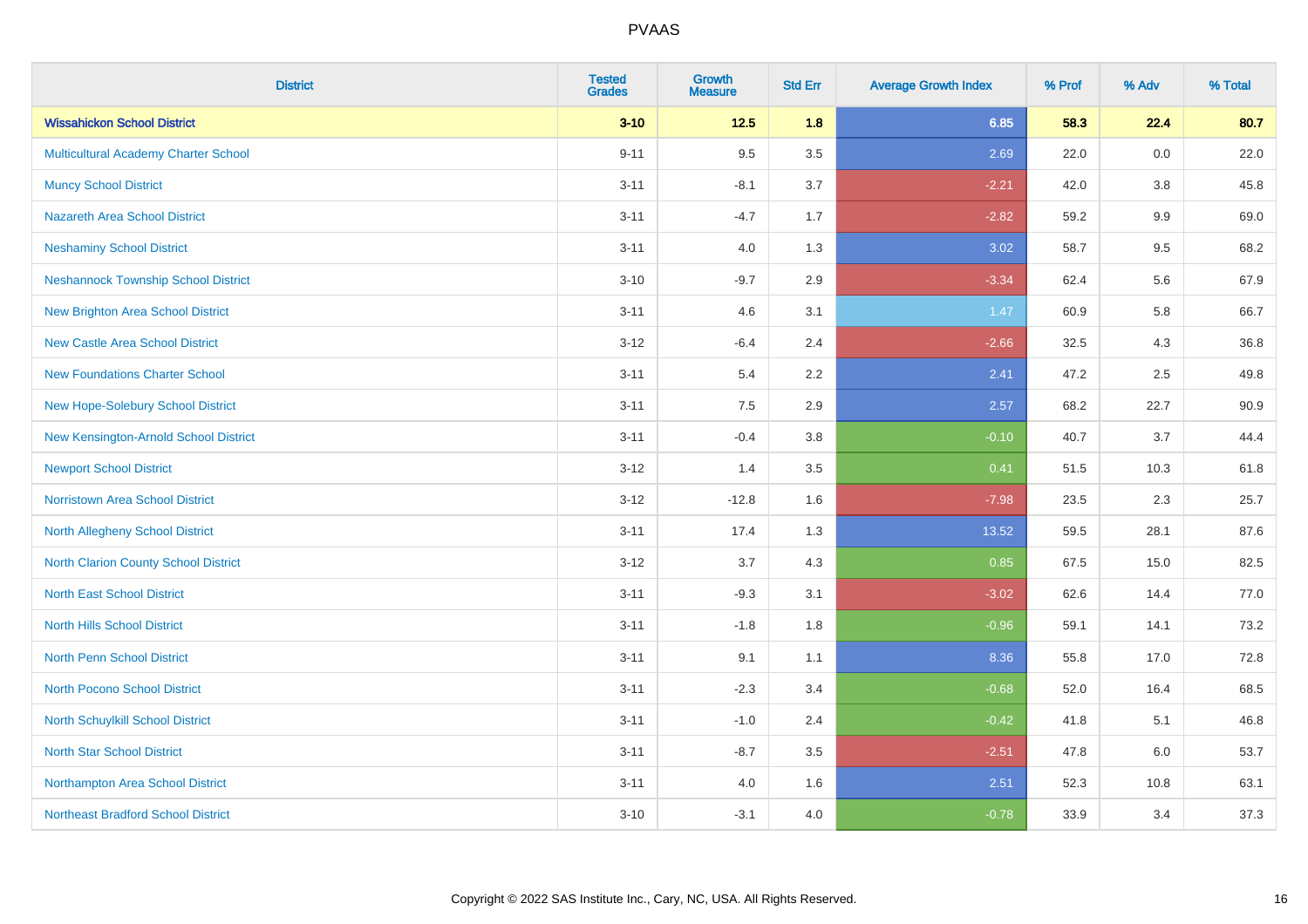| District | Tested Grades | Growth Measure | Std Err | Average Growth Index | % Prof | % Adv | % Total |
|---|---|---|---|---|---|---|---|
| **Wissahickon School District** | **3-10** | **12.5** | **1.8** | **6.85** | **58.3** | **22.4** | **80.7** |
| Multicultural Academy Charter School | 9-11 | 9.5 | 3.5 | 2.69 | 22.0 | 0.0 | 22.0 |
| Muncy School District | 3-11 | -8.1 | 3.7 | -2.21 | 42.0 | 3.8 | 45.8 |
| Nazareth Area School District | 3-11 | -4.7 | 1.7 | -2.82 | 59.2 | 9.9 | 69.0 |
| Neshaminy School District | 3-11 | 4.0 | 1.3 | 3.02 | 58.7 | 9.5 | 68.2 |
| Neshannock Township School District | 3-10 | -9.7 | 2.9 | -3.34 | 62.4 | 5.6 | 67.9 |
| New Brighton Area School District | 3-11 | 4.6 | 3.1 | 1.47 | 60.9 | 5.8 | 66.7 |
| New Castle Area School District | 3-12 | -6.4 | 2.4 | -2.66 | 32.5 | 4.3 | 36.8 |
| New Foundations Charter School | 3-11 | 5.4 | 2.2 | 2.41 | 47.2 | 2.5 | 49.8 |
| New Hope-Solebury School District | 3-11 | 7.5 | 2.9 | 2.57 | 68.2 | 22.7 | 90.9 |
| New Kensington-Arnold School District | 3-11 | -0.4 | 3.8 | -0.10 | 40.7 | 3.7 | 44.4 |
| Newport School District | 3-12 | 1.4 | 3.5 | 0.41 | 51.5 | 10.3 | 61.8 |
| Norristown Area School District | 3-12 | -12.8 | 1.6 | -7.98 | 23.5 | 2.3 | 25.7 |
| North Allegheny School District | 3-11 | 17.4 | 1.3 | 13.52 | 59.5 | 28.1 | 87.6 |
| North Clarion County School District | 3-12 | 3.7 | 4.3 | 0.85 | 67.5 | 15.0 | 82.5 |
| North East School District | 3-11 | -9.3 | 3.1 | -3.02 | 62.6 | 14.4 | 77.0 |
| North Hills School District | 3-11 | -1.8 | 1.8 | -0.96 | 59.1 | 14.1 | 73.2 |
| North Penn School District | 3-11 | 9.1 | 1.1 | 8.36 | 55.8 | 17.0 | 72.8 |
| North Pocono School District | 3-11 | -2.3 | 3.4 | -0.68 | 52.0 | 16.4 | 68.5 |
| North Schuylkill School District | 3-11 | -1.0 | 2.4 | -0.42 | 41.8 | 5.1 | 46.8 |
| North Star School District | 3-11 | -8.7 | 3.5 | -2.51 | 47.8 | 6.0 | 53.7 |
| Northampton Area School District | 3-11 | 4.0 | 1.6 | 2.51 | 52.3 | 10.8 | 63.1 |
| Northeast Bradford School District | 3-10 | -3.1 | 4.0 | -0.78 | 33.9 | 3.4 | 37.3 |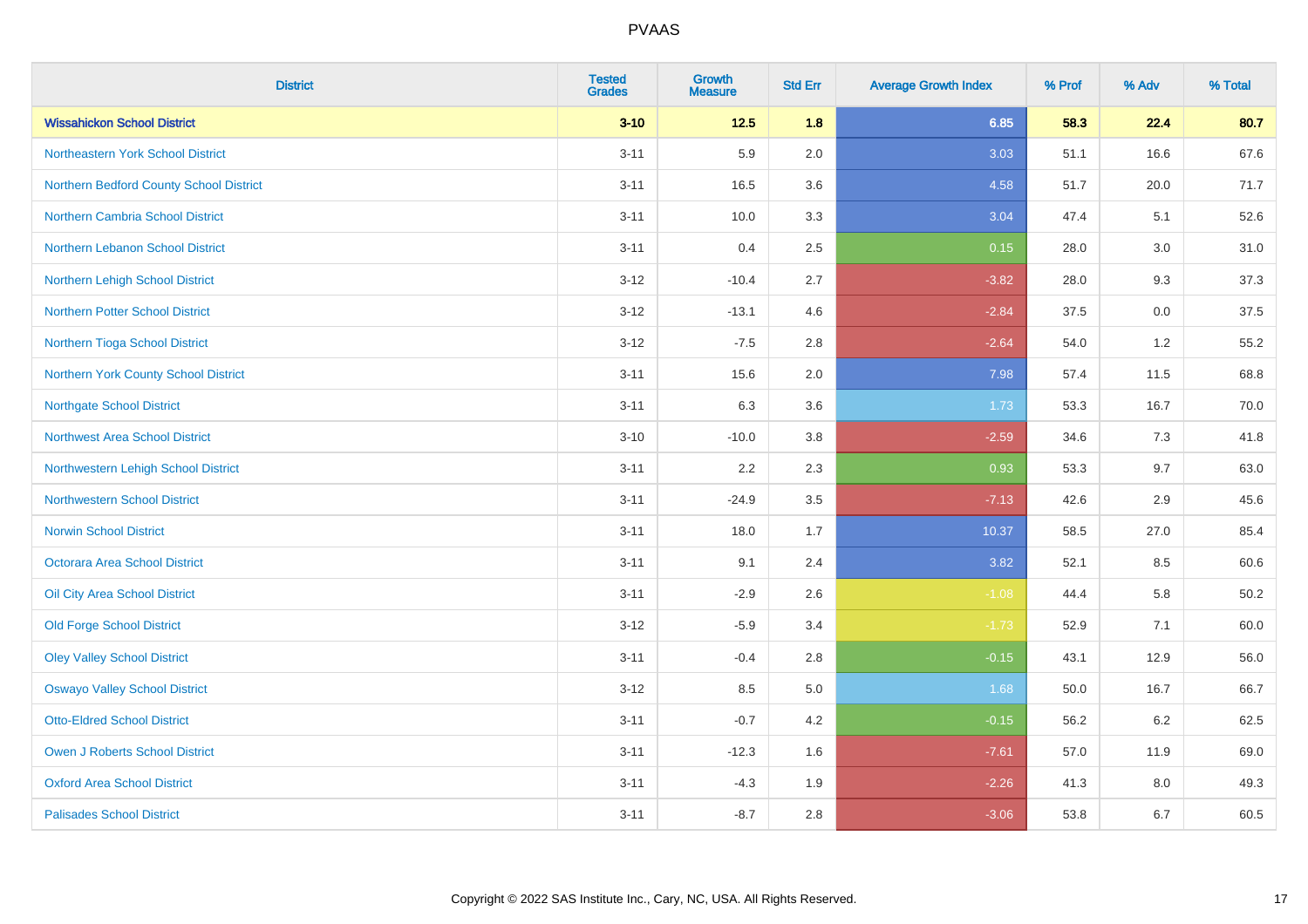| District | Tested Grades | Growth Measure | Std Err | Average Growth Index | % Prof | % Adv | % Total |
|---|---|---|---|---|---|---|---|
| **Wissahickon School District** | **3-10** | **12.5** | **1.8** | **6.85** | **58.3** | **22.4** | **80.7** |
| Northeastern York School District | 3-11 | 5.9 | 2.0 | 3.03 | 51.1 | 16.6 | 67.6 |
| Northern Bedford County School District | 3-11 | 16.5 | 3.6 | 4.58 | 51.7 | 20.0 | 71.7 |
| Northern Cambria School District | 3-11 | 10.0 | 3.3 | 3.04 | 47.4 | 5.1 | 52.6 |
| Northern Lebanon School District | 3-11 | 0.4 | 2.5 | 0.15 | 28.0 | 3.0 | 31.0 |
| Northern Lehigh School District | 3-12 | -10.4 | 2.7 | -3.82 | 28.0 | 9.3 | 37.3 |
| Northern Potter School District | 3-12 | -13.1 | 4.6 | -2.84 | 37.5 | 0.0 | 37.5 |
| Northern Tioga School District | 3-12 | -7.5 | 2.8 | -2.64 | 54.0 | 1.2 | 55.2 |
| Northern York County School District | 3-11 | 15.6 | 2.0 | 7.98 | 57.4 | 11.5 | 68.8 |
| Northgate School District | 3-11 | 6.3 | 3.6 | 1.73 | 53.3 | 16.7 | 70.0 |
| Northwest Area School District | 3-10 | -10.0 | 3.8 | -2.59 | 34.6 | 7.3 | 41.8 |
| Northwestern Lehigh School District | 3-11 | 2.2 | 2.3 | 0.93 | 53.3 | 9.7 | 63.0 |
| Northwestern School District | 3-11 | -24.9 | 3.5 | -7.13 | 42.6 | 2.9 | 45.6 |
| Norwin School District | 3-11 | 18.0 | 1.7 | 10.37 | 58.5 | 27.0 | 85.4 |
| Octorara Area School District | 3-11 | 9.1 | 2.4 | 3.82 | 52.1 | 8.5 | 60.6 |
| Oil City Area School District | 3-11 | -2.9 | 2.6 | -1.08 | 44.4 | 5.8 | 50.2 |
| Old Forge School District | 3-12 | -5.9 | 3.4 | -1.73 | 52.9 | 7.1 | 60.0 |
| Oley Valley School District | 3-11 | -0.4 | 2.8 | -0.15 | 43.1 | 12.9 | 56.0 |
| Oswayo Valley School District | 3-12 | 8.5 | 5.0 | 1.68 | 50.0 | 16.7 | 66.7 |
| Otto-Eldred School District | 3-11 | -0.7 | 4.2 | -0.15 | 56.2 | 6.2 | 62.5 |
| Owen J Roberts School District | 3-11 | -12.3 | 1.6 | -7.61 | 57.0 | 11.9 | 69.0 |
| Oxford Area School District | 3-11 | -4.3 | 1.9 | -2.26 | 41.3 | 8.0 | 49.3 |
| Palisades School District | 3-11 | -8.7 | 2.8 | -3.06 | 53.8 | 6.7 | 60.5 |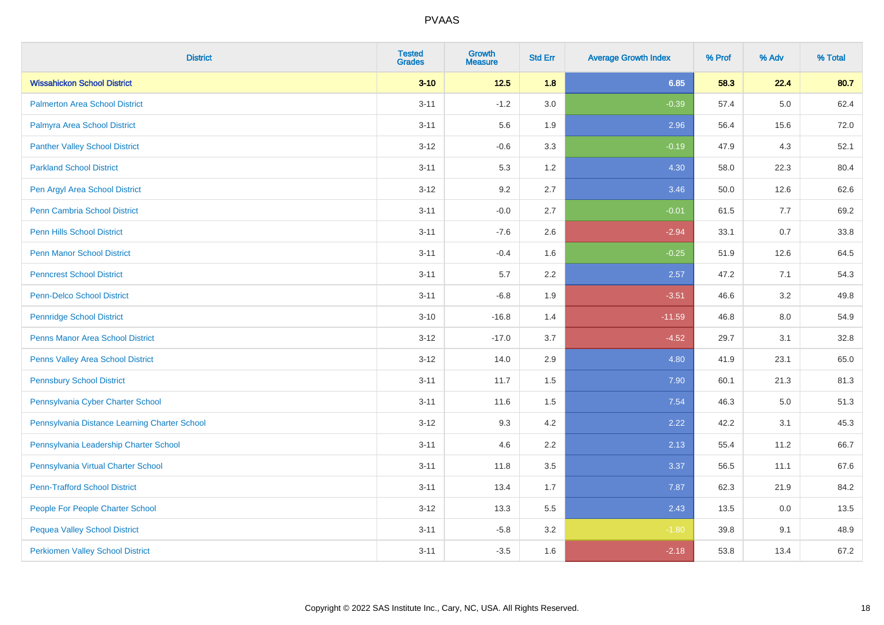# PVAAS

| District | Tested Grades | Growth Measure | Std Err | Average Growth Index | % Prof | % Adv | % Total |
|---|---|---|---|---|---|---|---|
| **Wissahickon School District** | **3-10** | **12.5** | **1.8** | **6.85** | **58.3** | **22.4** | **80.7** |
| Palmerton Area School District | 3-11 | -1.2 | 3.0 | -0.39 | 57.4 | 5.0 | 62.4 |
| Palmyra Area School District | 3-11 | 5.6 | 1.9 | 2.96 | 56.4 | 15.6 | 72.0 |
| Panther Valley School District | 3-12 | -0.6 | 3.3 | -0.19 | 47.9 | 4.3 | 52.1 |
| Parkland School District | 3-11 | 5.3 | 1.2 | 4.30 | 58.0 | 22.3 | 80.4 |
| Pen Argyl Area School District | 3-12 | 9.2 | 2.7 | 3.46 | 50.0 | 12.6 | 62.6 |
| Penn Cambria School District | 3-11 | -0.0 | 2.7 | -0.01 | 61.5 | 7.7 | 69.2 |
| Penn Hills School District | 3-11 | -7.6 | 2.6 | -2.94 | 33.1 | 0.7 | 33.8 |
| Penn Manor School District | 3-11 | -0.4 | 1.6 | -0.25 | 51.9 | 12.6 | 64.5 |
| Penncrest School District | 3-11 | 5.7 | 2.2 | 2.57 | 47.2 | 7.1 | 54.3 |
| Penn-Delco School District | 3-11 | -6.8 | 1.9 | -3.51 | 46.6 | 3.2 | 49.8 |
| Pennridge School District | 3-10 | -16.8 | 1.4 | -11.59 | 46.8 | 8.0 | 54.9 |
| Penns Manor Area School District | 3-12 | -17.0 | 3.7 | -4.52 | 29.7 | 3.1 | 32.8 |
| Penns Valley Area School District | 3-12 | 14.0 | 2.9 | 4.80 | 41.9 | 23.1 | 65.0 |
| Pennsbury School District | 3-11 | 11.7 | 1.5 | 7.90 | 60.1 | 21.3 | 81.3 |
| Pennsylvania Cyber Charter School | 3-11 | 11.6 | 1.5 | 7.54 | 46.3 | 5.0 | 51.3 |
| Pennsylvania Distance Learning Charter School | 3-12 | 9.3 | 4.2 | 2.22 | 42.2 | 3.1 | 45.3 |
| Pennsylvania Leadership Charter School | 3-11 | 4.6 | 2.2 | 2.13 | 55.4 | 11.2 | 66.7 |
| Pennsylvania Virtual Charter School | 3-11 | 11.8 | 3.5 | 3.37 | 56.5 | 11.1 | 67.6 |
| Penn-Trafford School District | 3-11 | 13.4 | 1.7 | 7.87 | 62.3 | 21.9 | 84.2 |
| People For People Charter School | 3-12 | 13.3 | 5.5 | 2.43 | 13.5 | 0.0 | 13.5 |
| Pequea Valley School District | 3-11 | -5.8 | 3.2 | -1.80 | 39.8 | 9.1 | 48.9 |
| Perkiomen Valley School District | 3-11 | -3.5 | 1.6 | -2.18 | 53.8 | 13.4 | 67.2 |

Copyright © 2022 SAS Institute Inc., Cary, NC, USA. All Rights Reserved.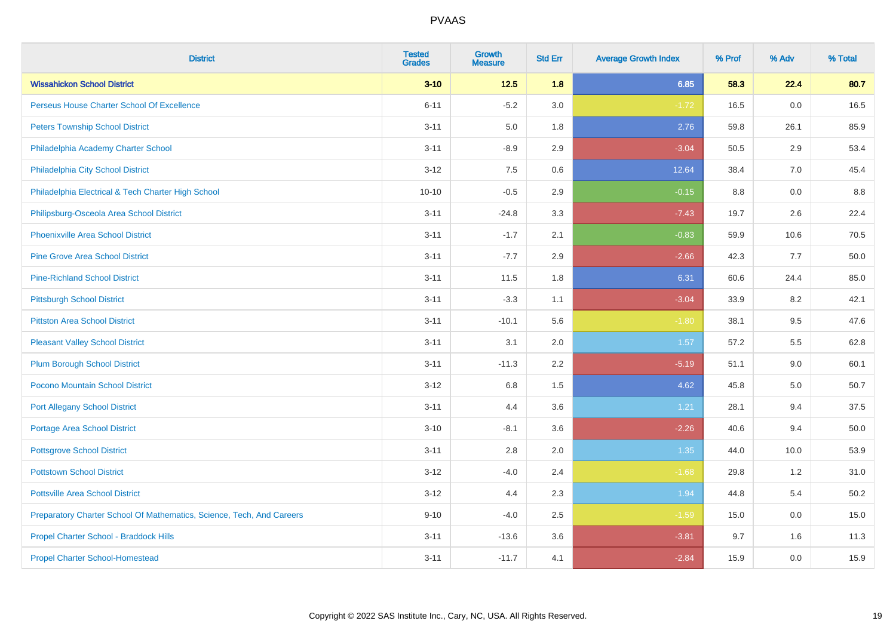| District | Tested Grades | Growth Measure | Std Err | Average Growth Index | % Prof | % Adv | % Total |
|---|---|---|---|---|---|---|---|
| **Wissahickon School District** | **3-10** | **12.5** | **1.8** | **6.85** | **58.3** | **22.4** | **80.7** |
| Perseus House Charter School Of Excellence | 6-11 | -5.2 | 3.0 | -1.72 | 16.5 | 0.0 | 16.5 |
| Peters Township School District | 3-11 | 5.0 | 1.8 | 2.76 | 59.8 | 26.1 | 85.9 |
| Philadelphia Academy Charter School | 3-11 | -8.9 | 2.9 | -3.04 | 50.5 | 2.9 | 53.4 |
| Philadelphia City School District | 3-12 | 7.5 | 0.6 | 12.64 | 38.4 | 7.0 | 45.4 |
| Philadelphia Electrical & Tech Charter High School | 10-10 | -0.5 | 2.9 | -0.15 | 8.8 | 0.0 | 8.8 |
| Philipsburg-Osceola Area School District | 3-11 | -24.8 | 3.3 | -7.43 | 19.7 | 2.6 | 22.4 |
| Phoenixville Area School District | 3-11 | -1.7 | 2.1 | -0.83 | 59.9 | 10.6 | 70.5 |
| Pine Grove Area School District | 3-11 | -7.7 | 2.9 | -2.66 | 42.3 | 7.7 | 50.0 |
| Pine-Richland School District | 3-11 | 11.5 | 1.8 | 6.31 | 60.6 | 24.4 | 85.0 |
| Pittsburgh School District | 3-11 | -3.3 | 1.1 | -3.04 | 33.9 | 8.2 | 42.1 |
| Pittston Area School District | 3-11 | -10.1 | 5.6 | -1.80 | 38.1 | 9.5 | 47.6 |
| Pleasant Valley School District | 3-11 | 3.1 | 2.0 | 1.57 | 57.2 | 5.5 | 62.8 |
| Plum Borough School District | 3-11 | -11.3 | 2.2 | -5.19 | 51.1 | 9.0 | 60.1 |
| Pocono Mountain School District | 3-12 | 6.8 | 1.5 | 4.62 | 45.8 | 5.0 | 50.7 |
| Port Allegany School District | 3-11 | 4.4 | 3.6 | 1.21 | 28.1 | 9.4 | 37.5 |
| Portage Area School District | 3-10 | -8.1 | 3.6 | -2.26 | 40.6 | 9.4 | 50.0 |
| Pottsgrove School District | 3-11 | 2.8 | 2.0 | 1.35 | 44.0 | 10.0 | 53.9 |
| Pottstown School District | 3-12 | -4.0 | 2.4 | -1.68 | 29.8 | 1.2 | 31.0 |
| Pottsville Area School District | 3-12 | 4.4 | 2.3 | 1.94 | 44.8 | 5.4 | 50.2 |
| Preparatory Charter School Of Mathematics, Science, Tech, And Careers | 9-10 | -4.0 | 2.5 | -1.59 | 15.0 | 0.0 | 15.0 |
| Propel Charter School - Braddock Hills | 3-11 | -13.6 | 3.6 | -3.81 | 9.7 | 1.6 | 11.3 |
| Propel Charter School-Homestead | 3-11 | -11.7 | 4.1 | -2.84 | 15.9 | 0.0 | 15.9 |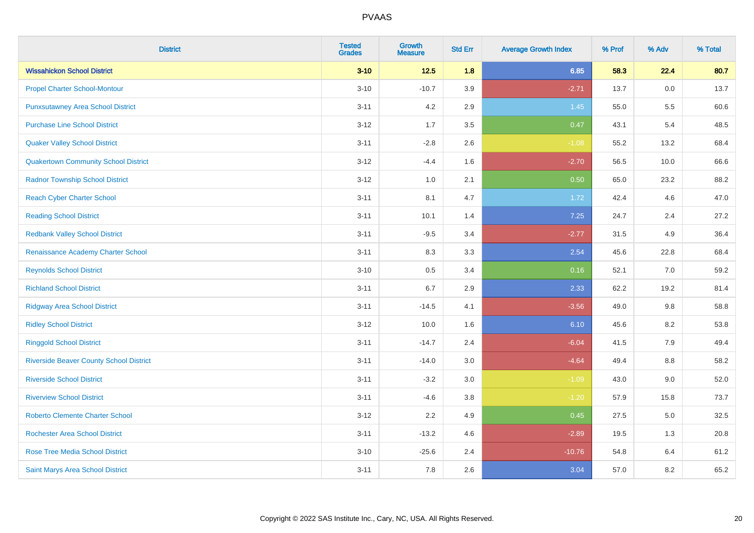| District | Tested Grades | Growth Measure | Std Err | Average Growth Index | % Prof | % Adv | % Total |
|---|---|---|---|---|---|---|---|
| **Wissahickon School District** | **3-10** | **12.5** | **1.8** | **6.85** | **58.3** | **22.4** | **80.7** |
| Propel Charter School-Montour | 3-10 | -10.7 | 3.9 | -2.71 | 13.7 | 0.0 | 13.7 |
| Punxsutawney Area School District | 3-11 | 4.2 | 2.9 | 1.45 | 55.0 | 5.5 | 60.6 |
| Purchase Line School District | 3-12 | 1.7 | 3.5 | 0.47 | 43.1 | 5.4 | 48.5 |
| Quaker Valley School District | 3-11 | -2.8 | 2.6 | -1.08 | 55.2 | 13.2 | 68.4 |
| Quakertown Community School District | 3-12 | -4.4 | 1.6 | -2.70 | 56.5 | 10.0 | 66.6 |
| Radnor Township School District | 3-12 | 1.0 | 2.1 | 0.50 | 65.0 | 23.2 | 88.2 |
| Reach Cyber Charter School | 3-11 | 8.1 | 4.7 | 1.72 | 42.4 | 4.6 | 47.0 |
| Reading School District | 3-11 | 10.1 | 1.4 | 7.25 | 24.7 | 2.4 | 27.2 |
| Redbank Valley School District | 3-11 | -9.5 | 3.4 | -2.77 | 31.5 | 4.9 | 36.4 |
| Renaissance Academy Charter School | 3-11 | 8.3 | 3.3 | 2.54 | 45.6 | 22.8 | 68.4 |
| Reynolds School District | 3-10 | 0.5 | 3.4 | 0.16 | 52.1 | 7.0 | 59.2 |
| Richland School District | 3-11 | 6.7 | 2.9 | 2.33 | 62.2 | 19.2 | 81.4 |
| Ridgway Area School District | 3-11 | -14.5 | 4.1 | -3.56 | 49.0 | 9.8 | 58.8 |
| Ridley School District | 3-12 | 10.0 | 1.6 | 6.10 | 45.6 | 8.2 | 53.8 |
| Ringgold School District | 3-11 | -14.7 | 2.4 | -6.04 | 41.5 | 7.9 | 49.4 |
| Riverside Beaver County School District | 3-11 | -14.0 | 3.0 | -4.64 | 49.4 | 8.8 | 58.2 |
| Riverside School District | 3-11 | -3.2 | 3.0 | -1.09 | 43.0 | 9.0 | 52.0 |
| Riverview School District | 3-11 | -4.6 | 3.8 | -1.20 | 57.9 | 15.8 | 73.7 |
| Roberto Clemente Charter School | 3-12 | 2.2 | 4.9 | 0.45 | 27.5 | 5.0 | 32.5 |
| Rochester Area School District | 3-11 | -13.2 | 4.6 | -2.89 | 19.5 | 1.3 | 20.8 |
| Rose Tree Media School District | 3-10 | -25.6 | 2.4 | -10.76 | 54.8 | 6.4 | 61.2 |
| Saint Marys Area School District | 3-11 | 7.8 | 2.6 | 3.04 | 57.0 | 8.2 | 65.2 |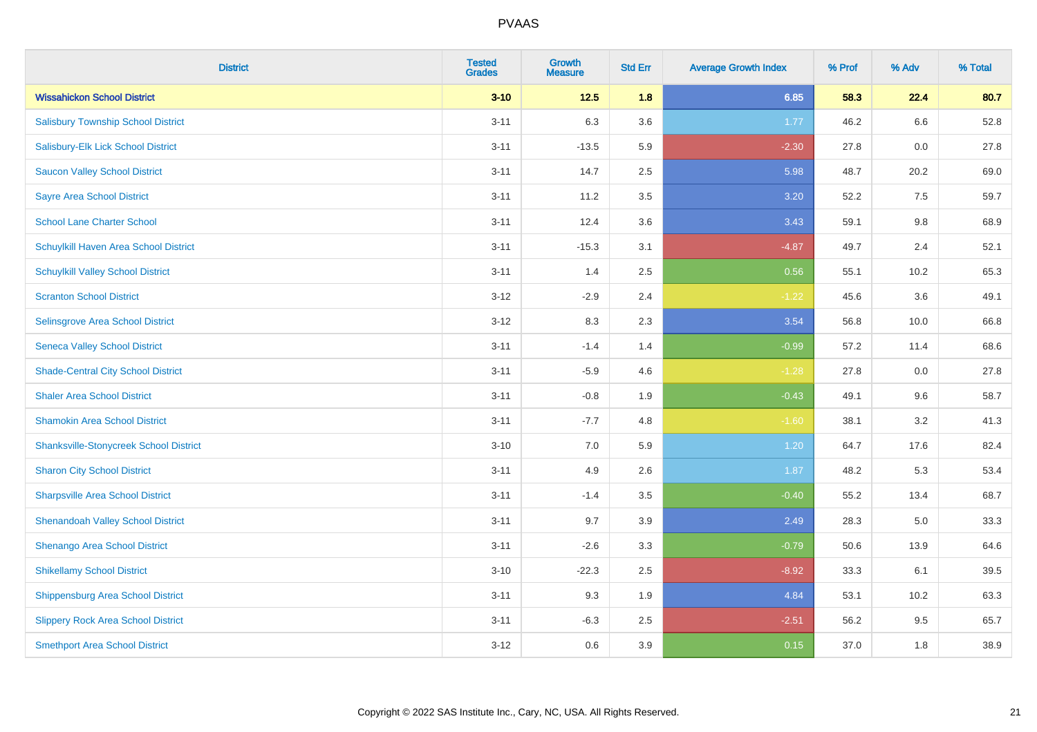# PVAAS

| District | Tested Grades | Growth Measure | Std Err | Average Growth Index | % Prof | % Adv | % Total |
|---|---|---|---|---|---|---|---|
| **Wissahickon School District** | **3-10** | **12.5** | **1.8** | **6.85** | **58.3** | **22.4** | **80.7** |
| Salisbury Township School District | 3-11 | 6.3 | 3.6 | 1.77 | 46.2 | 6.6 | 52.8 |
| Salisbury-Elk Lick School District | 3-11 | -13.5 | 5.9 | -2.30 | 27.8 | 0.0 | 27.8 |
| Saucon Valley School District | 3-11 | 14.7 | 2.5 | 5.98 | 48.7 | 20.2 | 69.0 |
| Sayre Area School District | 3-11 | 11.2 | 3.5 | 3.20 | 52.2 | 7.5 | 59.7 |
| School Lane Charter School | 3-11 | 12.4 | 3.6 | 3.43 | 59.1 | 9.8 | 68.9 |
| Schuylkill Haven Area School District | 3-11 | -15.3 | 3.1 | -4.87 | 49.7 | 2.4 | 52.1 |
| Schuylkill Valley School District | 3-11 | 1.4 | 2.5 | 0.56 | 55.1 | 10.2 | 65.3 |
| Scranton School District | 3-12 | -2.9 | 2.4 | -1.22 | 45.6 | 3.6 | 49.1 |
| Selinsgrove Area School District | 3-12 | 8.3 | 2.3 | 3.54 | 56.8 | 10.0 | 66.8 |
| Seneca Valley School District | 3-11 | -1.4 | 1.4 | -0.99 | 57.2 | 11.4 | 68.6 |
| Shade-Central City School District | 3-11 | -5.9 | 4.6 | -1.28 | 27.8 | 0.0 | 27.8 |
| Shaler Area School District | 3-11 | -0.8 | 1.9 | -0.43 | 49.1 | 9.6 | 58.7 |
| Shamokin Area School District | 3-11 | -7.7 | 4.8 | -1.60 | 38.1 | 3.2 | 41.3 |
| Shanksville-Stonycreek School District | 3-10 | 7.0 | 5.9 | 1.20 | 64.7 | 17.6 | 82.4 |
| Sharon City School District | 3-11 | 4.9 | 2.6 | 1.87 | 48.2 | 5.3 | 53.4 |
| Sharpsville Area School District | 3-11 | -1.4 | 3.5 | -0.40 | 55.2 | 13.4 | 68.7 |
| Shenandoah Valley School District | 3-11 | 9.7 | 3.9 | 2.49 | 28.3 | 5.0 | 33.3 |
| Shenango Area School District | 3-11 | -2.6 | 3.3 | -0.79 | 50.6 | 13.9 | 64.6 |
| Shikellamy School District | 3-10 | -22.3 | 2.5 | -8.92 | 33.3 | 6.1 | 39.5 |
| Shippensburg Area School District | 3-11 | 9.3 | 1.9 | 4.84 | 53.1 | 10.2 | 63.3 |
| Slippery Rock Area School District | 3-11 | -6.3 | 2.5 | -2.51 | 56.2 | 9.5 | 65.7 |
| Smethport Area School District | 3-12 | 0.6 | 3.9 | 0.15 | 37.0 | 1.8 | 38.9 |

Copyright © 2022 SAS Institute Inc., Cary, NC, USA. All Rights Reserved.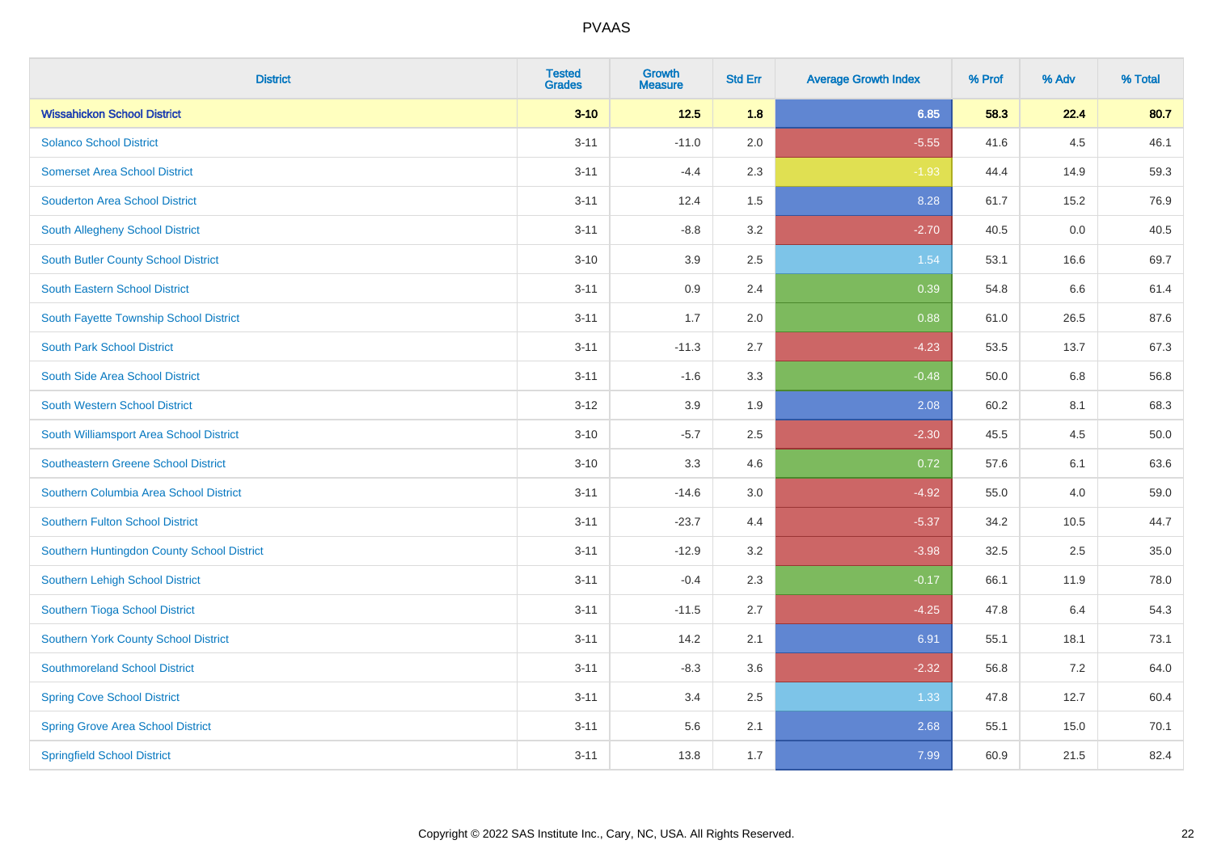| District | Tested Grades | Growth Measure | Std Err | Average Growth Index | % Prof | % Adv | % Total |
|---|---|---|---|---|---|---|---|
| **Wissahickon School District** | **3-10** | **12.5** | **1.8** | **6.85** | **58.3** | **22.4** | **80.7** |
| Solanco School District | 3-11 | -11.0 | 2.0 | -5.55 | 41.6 | 4.5 | 46.1 |
| Somerset Area School District | 3-11 | -4.4 | 2.3 | -1.93 | 44.4 | 14.9 | 59.3 |
| Souderton Area School District | 3-11 | 12.4 | 1.5 | 8.28 | 61.7 | 15.2 | 76.9 |
| South Allegheny School District | 3-11 | -8.8 | 3.2 | -2.70 | 40.5 | 0.0 | 40.5 |
| South Butler County School District | 3-10 | 3.9 | 2.5 | 1.54 | 53.1 | 16.6 | 69.7 |
| South Eastern School District | 3-11 | 0.9 | 2.4 | 0.39 | 54.8 | 6.6 | 61.4 |
| South Fayette Township School District | 3-11 | 1.7 | 2.0 | 0.88 | 61.0 | 26.5 | 87.6 |
| South Park School District | 3-11 | -11.3 | 2.7 | -4.23 | 53.5 | 13.7 | 67.3 |
| South Side Area School District | 3-11 | -1.6 | 3.3 | -0.48 | 50.0 | 6.8 | 56.8 |
| South Western School District | 3-12 | 3.9 | 1.9 | 2.08 | 60.2 | 8.1 | 68.3 |
| South Williamsport Area School District | 3-10 | -5.7 | 2.5 | -2.30 | 45.5 | 4.5 | 50.0 |
| Southeastern Greene School District | 3-10 | 3.3 | 4.6 | 0.72 | 57.6 | 6.1 | 63.6 |
| Southern Columbia Area School District | 3-11 | -14.6 | 3.0 | -4.92 | 55.0 | 4.0 | 59.0 |
| Southern Fulton School District | 3-11 | -23.7 | 4.4 | -5.37 | 34.2 | 10.5 | 44.7 |
| Southern Huntingdon County School District | 3-11 | -12.9 | 3.2 | -3.98 | 32.5 | 2.5 | 35.0 |
| Southern Lehigh School District | 3-11 | -0.4 | 2.3 | -0.17 | 66.1 | 11.9 | 78.0 |
| Southern Tioga School District | 3-11 | -11.5 | 2.7 | -4.25 | 47.8 | 6.4 | 54.3 |
| Southern York County School District | 3-11 | 14.2 | 2.1 | 6.91 | 55.1 | 18.1 | 73.1 |
| Southmoreland School District | 3-11 | -8.3 | 3.6 | -2.32 | 56.8 | 7.2 | 64.0 |
| Spring Cove School District | 3-11 | 3.4 | 2.5 | 1.33 | 47.8 | 12.7 | 60.4 |
| Spring Grove Area School District | 3-11 | 5.6 | 2.1 | 2.68 | 55.1 | 15.0 | 70.1 |
| Springfield School District | 3-11 | 13.8 | 1.7 | 7.99 | 60.9 | 21.5 | 82.4 |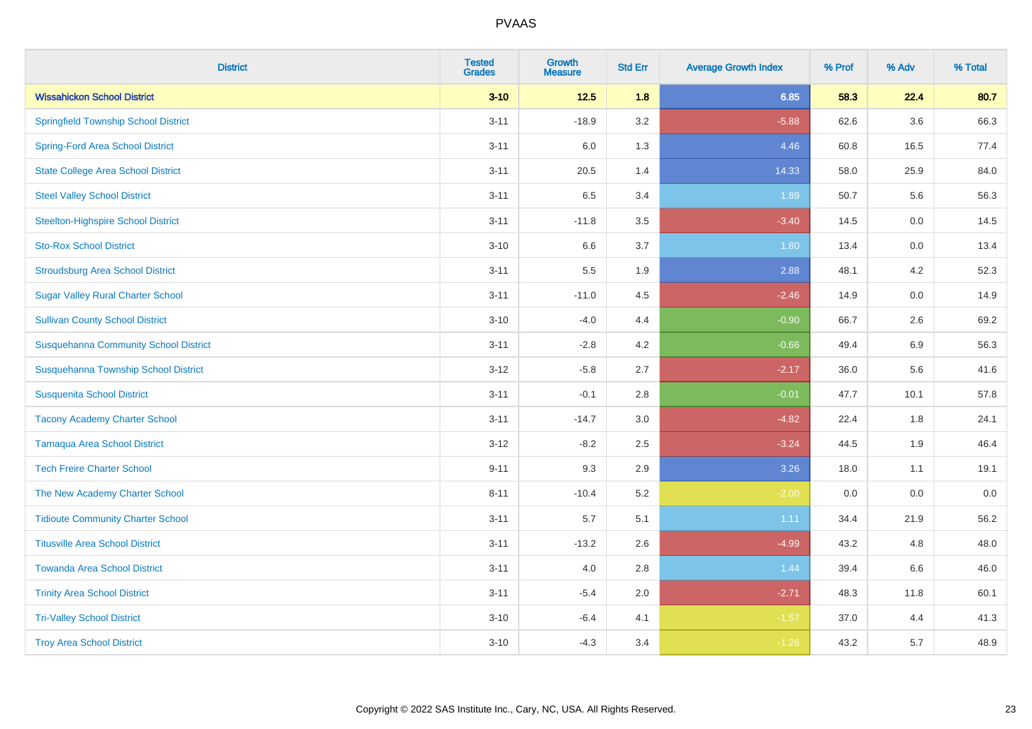| District | Tested Grades | Growth Measure | Std Err | Average Growth Index | % Prof | % Adv | % Total |
|---|---|---|---|---|---|---|---|
| **Wissahickon School District** | **3-10** | **12.5** | **1.8** | **6.85** | **58.3** | **22.4** | **80.7** |
| Springfield Township School District | 3-11 | -18.9 | 3.2 | -5.88 | 62.6 | 3.6 | 66.3 |
| Spring-Ford Area School District | 3-11 | 6.0 | 1.3 | 4.46 | 60.8 | 16.5 | 77.4 |
| State College Area School District | 3-11 | 20.5 | 1.4 | 14.33 | 58.0 | 25.9 | 84.0 |
| Steel Valley School District | 3-11 | 6.5 | 3.4 | 1.89 | 50.7 | 5.6 | 56.3 |
| Steelton-Highspire School District | 3-11 | -11.8 | 3.5 | -3.40 | 14.5 | 0.0 | 14.5 |
| Sto-Rox School District | 3-10 | 6.6 | 3.7 | 1.80 | 13.4 | 0.0 | 13.4 |
| Stroudsburg Area School District | 3-11 | 5.5 | 1.9 | 2.88 | 48.1 | 4.2 | 52.3 |
| Sugar Valley Rural Charter School | 3-11 | -11.0 | 4.5 | -2.46 | 14.9 | 0.0 | 14.9 |
| Sullivan County School District | 3-10 | -4.0 | 4.4 | -0.90 | 66.7 | 2.6 | 69.2 |
| Susquehanna Community School District | 3-11 | -2.8 | 4.2 | -0.66 | 49.4 | 6.9 | 56.3 |
| Susquehanna Township School District | 3-12 | -5.8 | 2.7 | -2.17 | 36.0 | 5.6 | 41.6 |
| Susquenita School District | 3-11 | -0.1 | 2.8 | -0.01 | 47.7 | 10.1 | 57.8 |
| Tacony Academy Charter School | 3-11 | -14.7 | 3.0 | -4.82 | 22.4 | 1.8 | 24.1 |
| Tamaqua Area School District | 3-12 | -8.2 | 2.5 | -3.24 | 44.5 | 1.9 | 46.4 |
| Tech Freire Charter School | 9-11 | 9.3 | 2.9 | 3.26 | 18.0 | 1.1 | 19.1 |
| The New Academy Charter School | 8-11 | -10.4 | 5.2 | -2.00 | 0.0 | 0.0 | 0.0 |
| Tidioute Community Charter School | 3-11 | 5.7 | 5.1 | 1.11 | 34.4 | 21.9 | 56.2 |
| Titusville Area School District | 3-11 | -13.2 | 2.6 | -4.99 | 43.2 | 4.8 | 48.0 |
| Towanda Area School District | 3-11 | 4.0 | 2.8 | 1.44 | 39.4 | 6.6 | 46.0 |
| Trinity Area School District | 3-11 | -5.4 | 2.0 | -2.71 | 48.3 | 11.8 | 60.1 |
| Tri-Valley School District | 3-10 | -6.4 | 4.1 | -1.57 | 37.0 | 4.4 | 41.3 |
| Troy Area School District | 3-10 | -4.3 | 3.4 | -1.26 | 43.2 | 5.7 | 48.9 |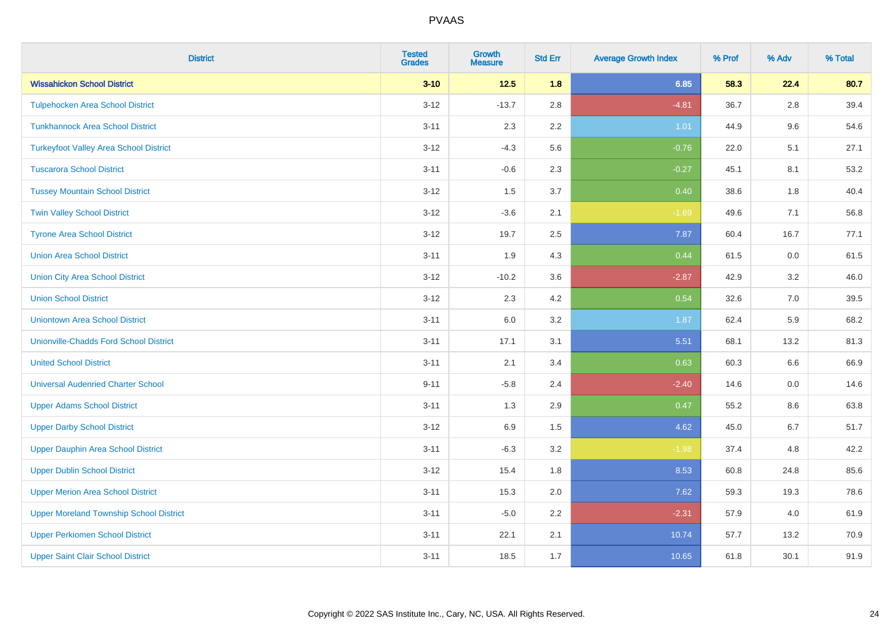| District | Tested Grades | Growth Measure | Std Err | Average Growth Index | % Prof | % Adv | % Total |
|---|---|---|---|---|---|---|---|
| **Wissahickon School District** | **3-10** | **12.5** | **1.8** | **6.85** | **58.3** | **22.4** | **80.7** |
| Tulpehocken Area School District | 3-12 | -13.7 | 2.8 | -4.81 | 36.7 | 2.8 | 39.4 |
| Tunkhannock Area School District | 3-11 | 2.3 | 2.2 | 1.01 | 44.9 | 9.6 | 54.6 |
| Turkeyfoot Valley Area School District | 3-12 | -4.3 | 5.6 | -0.76 | 22.0 | 5.1 | 27.1 |
| Tuscarora School District | 3-11 | -0.6 | 2.3 | -0.27 | 45.1 | 8.1 | 53.2 |
| Tussey Mountain School District | 3-12 | 1.5 | 3.7 | 0.40 | 38.6 | 1.8 | 40.4 |
| Twin Valley School District | 3-12 | -3.6 | 2.1 | -1.69 | 49.6 | 7.1 | 56.8 |
| Tyrone Area School District | 3-12 | 19.7 | 2.5 | 7.87 | 60.4 | 16.7 | 77.1 |
| Union Area School District | 3-11 | 1.9 | 4.3 | 0.44 | 61.5 | 0.0 | 61.5 |
| Union City Area School District | 3-12 | -10.2 | 3.6 | -2.87 | 42.9 | 3.2 | 46.0 |
| Union School District | 3-12 | 2.3 | 4.2 | 0.54 | 32.6 | 7.0 | 39.5 |
| Uniontown Area School District | 3-11 | 6.0 | 3.2 | 1.87 | 62.4 | 5.9 | 68.2 |
| Unionville-Chadds Ford School District | 3-11 | 17.1 | 3.1 | 5.51 | 68.1 | 13.2 | 81.3 |
| United School District | 3-11 | 2.1 | 3.4 | 0.63 | 60.3 | 6.6 | 66.9 |
| Universal Audenried Charter School | 9-11 | -5.8 | 2.4 | -2.40 | 14.6 | 0.0 | 14.6 |
| Upper Adams School District | 3-11 | 1.3 | 2.9 | 0.47 | 55.2 | 8.6 | 63.8 |
| Upper Darby School District | 3-12 | 6.9 | 1.5 | 4.62 | 45.0 | 6.7 | 51.7 |
| Upper Dauphin Area School District | 3-11 | -6.3 | 3.2 | -1.98 | 37.4 | 4.8 | 42.2 |
| Upper Dublin School District | 3-12 | 15.4 | 1.8 | 8.53 | 60.8 | 24.8 | 85.6 |
| Upper Merion Area School District | 3-11 | 15.3 | 2.0 | 7.62 | 59.3 | 19.3 | 78.6 |
| Upper Moreland Township School District | 3-11 | -5.0 | 2.2 | -2.31 | 57.9 | 4.0 | 61.9 |
| Upper Perkiomen School District | 3-11 | 22.1 | 2.1 | 10.74 | 57.7 | 13.2 | 70.9 |
| Upper Saint Clair School District | 3-11 | 18.5 | 1.7 | 10.65 | 61.8 | 30.1 | 91.9 |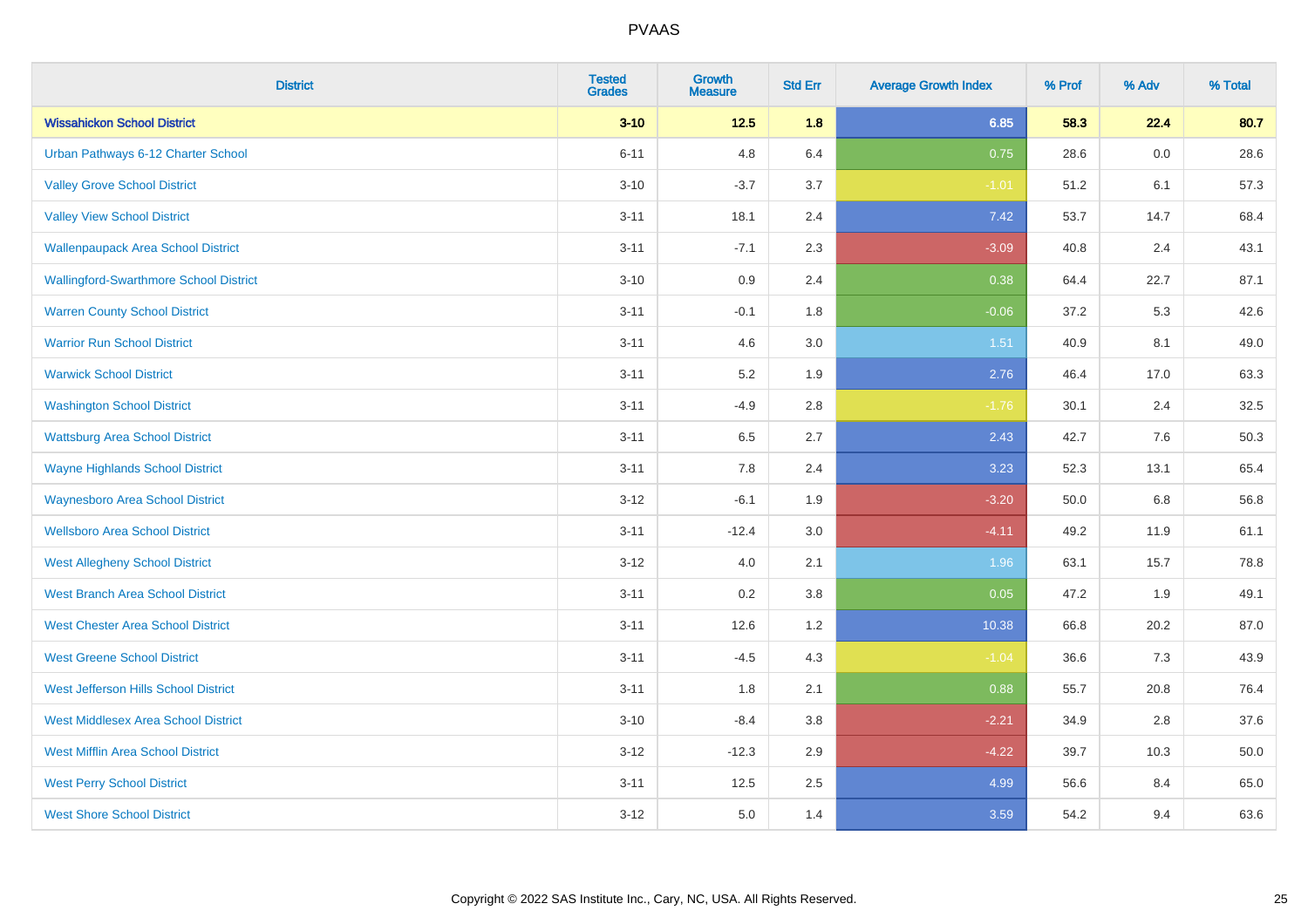| District | Tested Grades | Growth Measure | Std Err | Average Growth Index | % Prof | % Adv | % Total |
|---|---|---|---|---|---|---|---|
| **Wissahickon School District** | **3-10** | **12.5** | **1.8** | **6.85** | **58.3** | **22.4** | **80.7** |
| Urban Pathways 6-12 Charter School | 6-11 | 4.8 | 6.4 | 0.75 | 28.6 | 0.0 | 28.6 |
| Valley Grove School District | 3-10 | -3.7 | 3.7 | -1.01 | 51.2 | 6.1 | 57.3 |
| Valley View School District | 3-11 | 18.1 | 2.4 | 7.42 | 53.7 | 14.7 | 68.4 |
| Wallenpaupack Area School District | 3-11 | -7.1 | 2.3 | -3.09 | 40.8 | 2.4 | 43.1 |
| Wallingford-Swarthmore School District | 3-10 | 0.9 | 2.4 | 0.38 | 64.4 | 22.7 | 87.1 |
| Warren County School District | 3-11 | -0.1 | 1.8 | -0.06 | 37.2 | 5.3 | 42.6 |
| Warrior Run School District | 3-11 | 4.6 | 3.0 | 1.51 | 40.9 | 8.1 | 49.0 |
| Warwick School District | 3-11 | 5.2 | 1.9 | 2.76 | 46.4 | 17.0 | 63.3 |
| Washington School District | 3-11 | -4.9 | 2.8 | -1.76 | 30.1 | 2.4 | 32.5 |
| Wattsburg Area School District | 3-11 | 6.5 | 2.7 | 2.43 | 42.7 | 7.6 | 50.3 |
| Wayne Highlands School District | 3-11 | 7.8 | 2.4 | 3.23 | 52.3 | 13.1 | 65.4 |
| Waynesboro Area School District | 3-12 | -6.1 | 1.9 | -3.20 | 50.0 | 6.8 | 56.8 |
| Wellsboro Area School District | 3-11 | -12.4 | 3.0 | -4.11 | 49.2 | 11.9 | 61.1 |
| West Allegheny School District | 3-12 | 4.0 | 2.1 | 1.96 | 63.1 | 15.7 | 78.8 |
| West Branch Area School District | 3-11 | 0.2 | 3.8 | 0.05 | 47.2 | 1.9 | 49.1 |
| West Chester Area School District | 3-11 | 12.6 | 1.2 | 10.38 | 66.8 | 20.2 | 87.0 |
| West Greene School District | 3-11 | -4.5 | 4.3 | -1.04 | 36.6 | 7.3 | 43.9 |
| West Jefferson Hills School District | 3-11 | 1.8 | 2.1 | 0.88 | 55.7 | 20.8 | 76.4 |
| West Middlesex Area School District | 3-10 | -8.4 | 3.8 | -2.21 | 34.9 | 2.8 | 37.6 |
| West Mifflin Area School District | 3-12 | -12.3 | 2.9 | -4.22 | 39.7 | 10.3 | 50.0 |
| West Perry School District | 3-11 | 12.5 | 2.5 | 4.99 | 56.6 | 8.4 | 65.0 |
| West Shore School District | 3-12 | 5.0 | 1.4 | 3.59 | 54.2 | 9.4 | 63.6 |

Copyright © 2022 SAS Institute Inc., Cary, NC, USA. All Rights Reserved.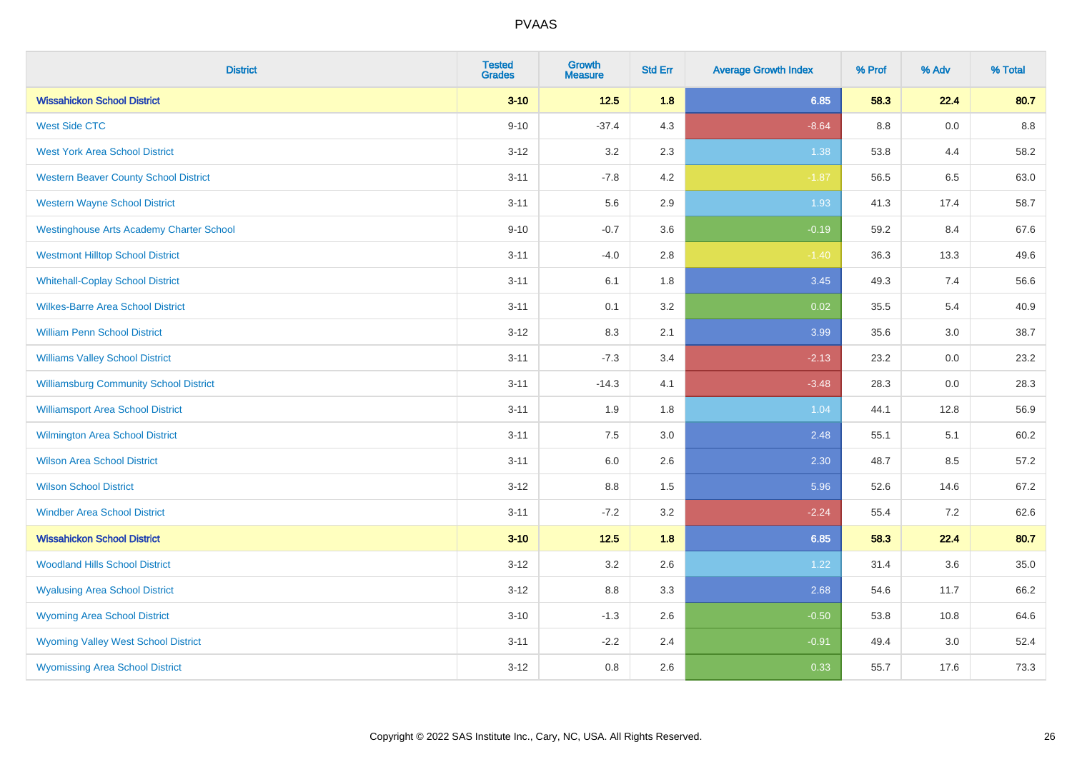| District | Tested Grades | Growth Measure | Std Err | Average Growth Index | % Prof | % Adv | % Total |
|---|---|---|---|---|---|---|---|
| **Wissahickon School District** | **3-10** | **12.5** | **1.8** | **6.85** | **58.3** | **22.4** | **80.7** |
| West Side CTC | 9-10 | -37.4 | 4.3 | -8.64 | 8.8 | 0.0 | 8.8 |
| West York Area School District | 3-12 | 3.2 | 2.3 | 1.38 | 53.8 | 4.4 | 58.2 |
| Western Beaver County School District | 3-11 | -7.8 | 4.2 | -1.87 | 56.5 | 6.5 | 63.0 |
| Western Wayne School District | 3-11 | 5.6 | 2.9 | 1.93 | 41.3 | 17.4 | 58.7 |
| Westinghouse Arts Academy Charter School | 9-10 | -0.7 | 3.6 | -0.19 | 59.2 | 8.4 | 67.6 |
| Westmont Hilltop School District | 3-11 | -4.0 | 2.8 | -1.40 | 36.3 | 13.3 | 49.6 |
| Whitehall-Coplay School District | 3-11 | 6.1 | 1.8 | 3.45 | 49.3 | 7.4 | 56.6 |
| Wilkes-Barre Area School District | 3-11 | 0.1 | 3.2 | 0.02 | 35.5 | 5.4 | 40.9 |
| William Penn School District | 3-12 | 8.3 | 2.1 | 3.99 | 35.6 | 3.0 | 38.7 |
| Williams Valley School District | 3-11 | -7.3 | 3.4 | -2.13 | 23.2 | 0.0 | 23.2 |
| Williamsburg Community School District | 3-11 | -14.3 | 4.1 | -3.48 | 28.3 | 0.0 | 28.3 |
| Williamsport Area School District | 3-11 | 1.9 | 1.8 | 1.04 | 44.1 | 12.8 | 56.9 |
| Wilmington Area School District | 3-11 | 7.5 | 3.0 | 2.48 | 55.1 | 5.1 | 60.2 |
| Wilson Area School District | 3-11 | 6.0 | 2.6 | 2.30 | 48.7 | 8.5 | 57.2 |
| Wilson School District | 3-12 | 8.8 | 1.5 | 5.96 | 52.6 | 14.6 | 67.2 |
| Windber Area School District | 3-11 | -7.2 | 3.2 | -2.24 | 55.4 | 7.2 | 62.6 |
| **Wissahickon School District** | **3-10** | **12.5** | **1.8** | **6.85** | **58.3** | **22.4** | **80.7** |
| Woodland Hills School District | 3-12 | 3.2 | 2.6 | 1.22 | 31.4 | 3.6 | 35.0 |
| Wyalusing Area School District | 3-12 | 8.8 | 3.3 | 2.68 | 54.6 | 11.7 | 66.2 |
| Wyoming Area School District | 3-10 | -1.3 | 2.6 | -0.50 | 53.8 | 10.8 | 64.6 |
| Wyoming Valley West School District | 3-11 | -2.2 | 2.4 | -0.91 | 49.4 | 3.0 | 52.4 |
| Wyomissing Area School District | 3-12 | 0.8 | 2.6 | 0.33 | 55.7 | 17.6 | 73.3 |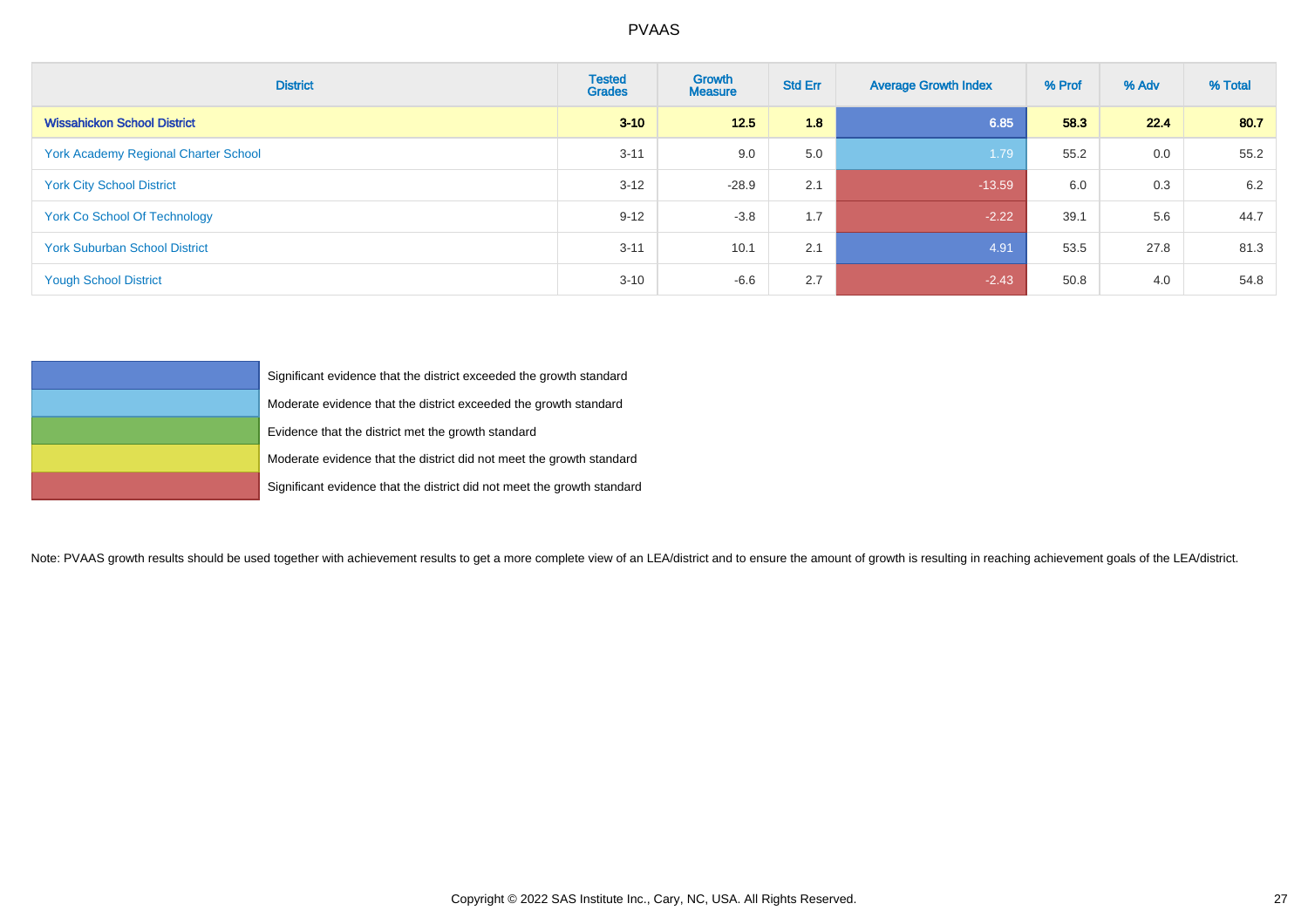# PVAAS

| District | Tested Grades | Growth Measure | Std Err | Average Growth Index | % Prof | % Adv | % Total |
|---|---|---|---|---|---|---|---|
| **Wissahickon School District** | **3-10** | **12.5** | **1.8** | **6.85** | **58.3** | **22.4** | **80.7** |
| York Academy Regional Charter School | 3-11 | 9.0 | 5.0 | 1.79 | 55.2 | 0.0 | 55.2 |
| York City School District | 3-12 | -28.9 | 2.1 | -13.59 | 6.0 | 0.3 | 6.2 |
| York Co School Of Technology | 9-12 | -3.8 | 1.7 | -2.22 | 39.1 | 5.6 | 44.7 |
| York Suburban School District | 3-11 | 10.1 | 2.1 | 4.91 | 53.5 | 27.8 | 81.3 |
| Yough School District | 3-10 | -6.6 | 2.7 | -2.43 | 50.8 | 4.0 | 54.8 |

Significant evidence that the district exceeded the growth standard

Moderate evidence that the district exceeded the growth standard

Evidence that the district met the growth standard

Moderate evidence that the district did not meet the growth standard

Significant evidence that the district did not meet the growth standard

Note: PVAAS growth results should be used together with achievement results to get a more complete view of an LEA/district and to ensure the amount of growth is resulting in reaching achievement goals of the LEA/district.

Copyright © 2022 SAS Institute Inc., Cary, NC, USA. All Rights Reserved.